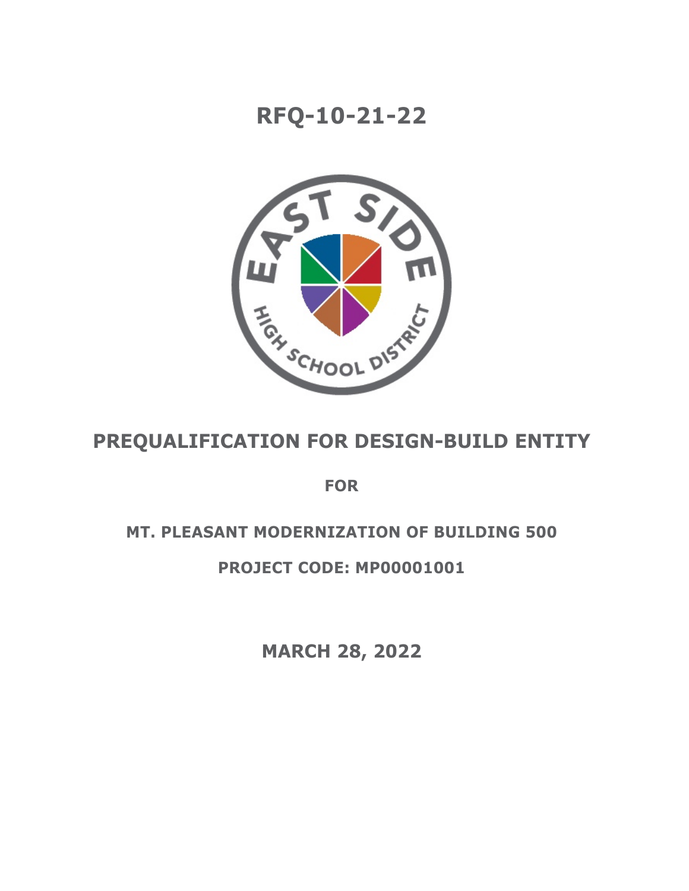# RFQ-10-21-22

## PREQUALIFICATION FOR DESIGN-BUILD ENTITY

**FOR**

**MT. PLEASANT MODERNIZATION OF BUILDING 500**

**PROJECT CODE: MP00001001**

**MARCH 28, 2022**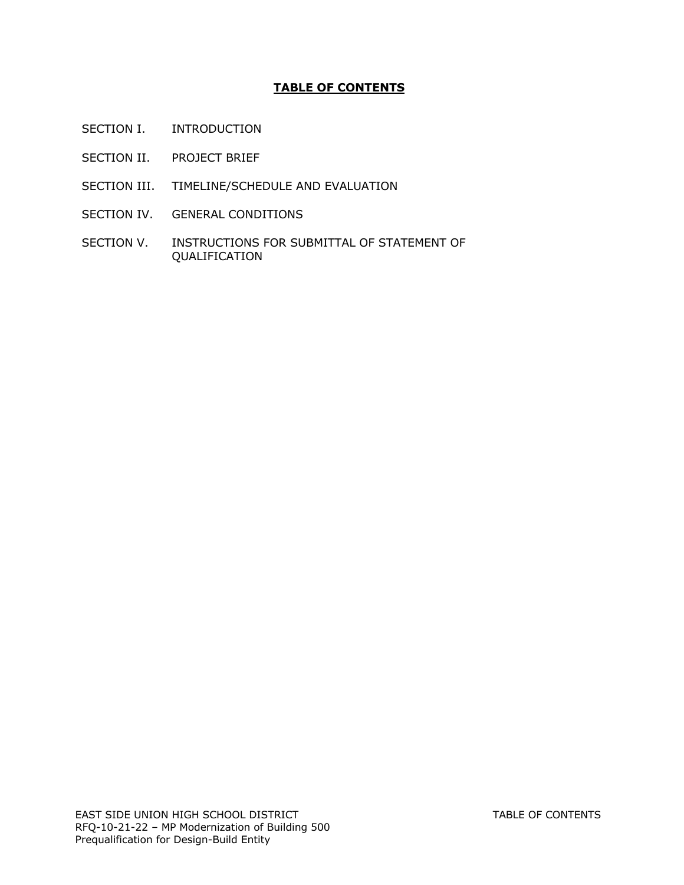# TABLE OF CONTENTS

| | |
|---|---|
| SECTION I. | INTRODUCTION |
| SECTION II. | PROJECT BRIEF |
| SECTION III. | TIMELINE/SCHEDULE AND EVALUATION |
| SECTION IV. | GENERAL CONDITIONS |
| SECTION V. | INSTRUCTIONS FOR SUBMITTAL OF STATEMENT OF QUALIFICATION |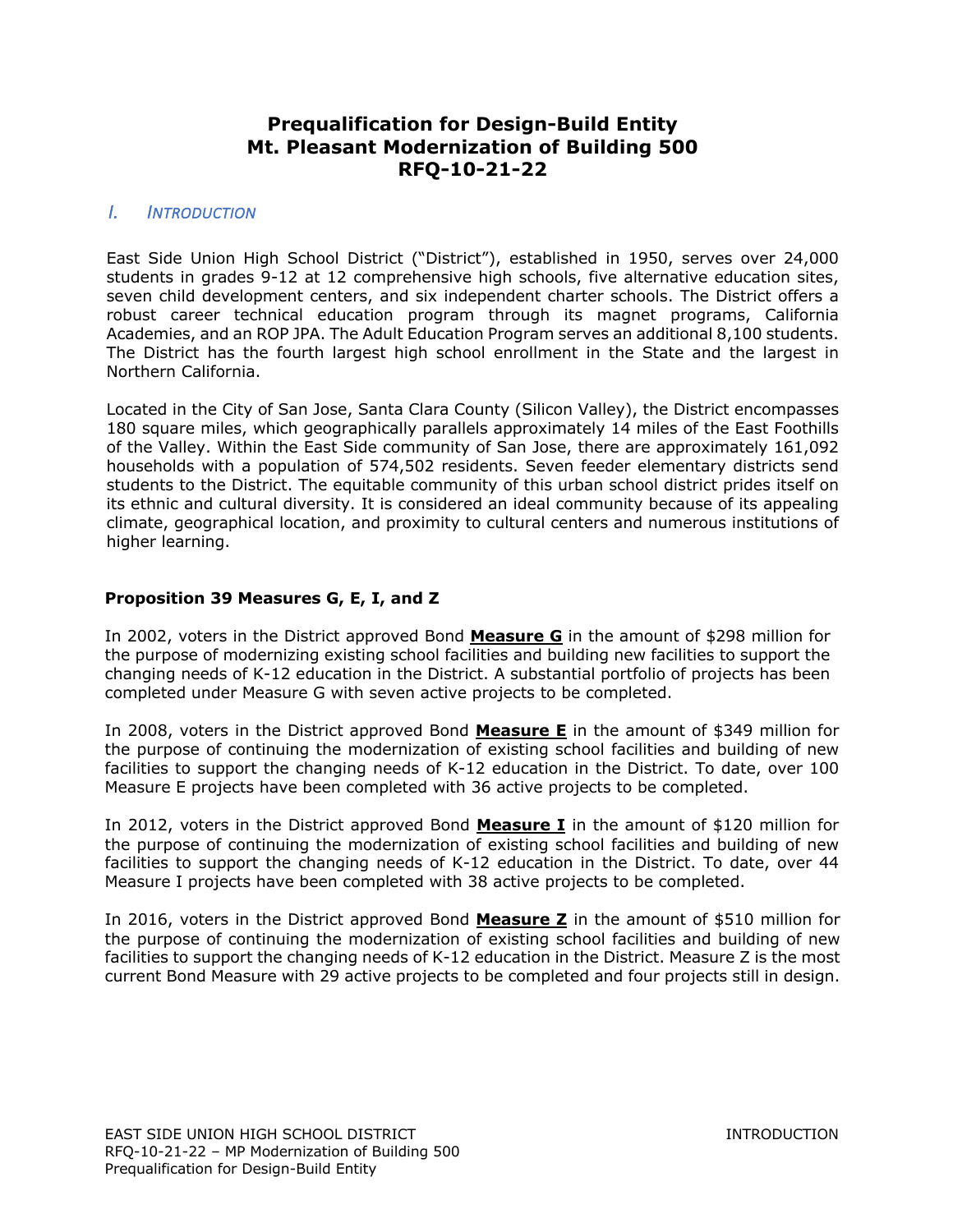# Prequalification for Design-Build Entity
# Mt. Pleasant Modernization of Building 500
# RFQ-10-21-22

## *I. Introduction*

East Side Union High School District ("District"), established in 1950, serves over 24,000 students in grades 9-12 at 12 comprehensive high schools, five alternative education sites, seven child development centers, and six independent charter schools. The District offers a robust career technical education program through its magnet programs, California Academies, and an ROP JPA. The Adult Education Program serves an additional 8,100 students. The District has the fourth largest high school enrollment in the State and the largest in Northern California.

Located in the City of San Jose, Santa Clara County (Silicon Valley), the District encompasses 180 square miles, which geographically parallels approximately 14 miles of the East Foothills of the Valley. Within the East Side community of San Jose, there are approximately 161,092 households with a population of 574,502 residents. Seven feeder elementary districts send students to the District. The equitable community of this urban school district prides itself on its ethnic and cultural diversity. It is considered an ideal community because of its appealing climate, geographical location, and proximity to cultural centers and numerous institutions of higher learning.

### Proposition 39 Measures G, E, I, and Z

In 2002, voters in the District approved Bond **Measure G** in the amount of $298 million for the purpose of modernizing existing school facilities and building new facilities to support the changing needs of K-12 education in the District. A substantial portfolio of projects has been completed under Measure G with seven active projects to be completed.

In 2008, voters in the District approved Bond **Measure E** in the amount of $349 million for the purpose of continuing the modernization of existing school facilities and building of new facilities to support the changing needs of K-12 education in the District. To date, over 100 Measure E projects have been completed with 36 active projects to be completed.

In 2012, voters in the District approved Bond **Measure I** in the amount of $120 million for the purpose of continuing the modernization of existing school facilities and building of new facilities to support the changing needs of K-12 education in the District. To date, over 44 Measure I projects have been completed with 38 active projects to be completed.

In 2016, voters in the District approved Bond **Measure Z** in the amount of $510 million for the purpose of continuing the modernization of existing school facilities and building of new facilities to support the changing needs of K-12 education in the District. Measure Z is the most current Bond Measure with 29 active projects to be completed and four projects still in design.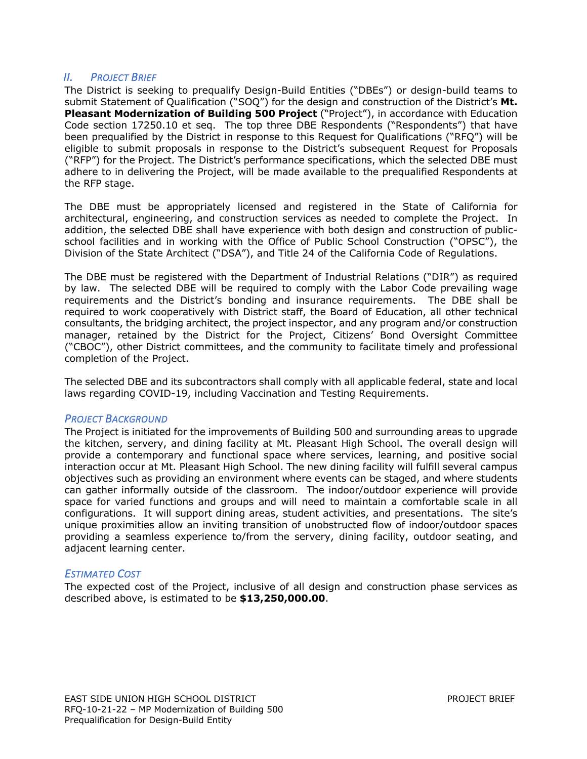## II. *Project Brief*

The District is seeking to prequalify Design-Build Entities ("DBEs") or design-build teams to submit Statement of Qualification ("SOQ") for the design and construction of the District's **Mt. Pleasant Modernization of Building 500 Project** ("Project"), in accordance with Education Code section 17250.10 et seq. The top three DBE Respondents ("Respondents") that have been prequalified by the District in response to this Request for Qualifications ("RFQ") will be eligible to submit proposals in response to the District's subsequent Request for Proposals ("RFP") for the Project. The District's performance specifications, which the selected DBE must adhere to in delivering the Project, will be made available to the prequalified Respondents at the RFP stage.

The DBE must be appropriately licensed and registered in the State of California for architectural, engineering, and construction services as needed to complete the Project. In addition, the selected DBE shall have experience with both design and construction of public-school facilities and in working with the Office of Public School Construction ("OPSC"), the Division of the State Architect ("DSA"), and Title 24 of the California Code of Regulations.

The DBE must be registered with the Department of Industrial Relations ("DIR") as required by law. The selected DBE will be required to comply with the Labor Code prevailing wage requirements and the District's bonding and insurance requirements. The DBE shall be required to work cooperatively with District staff, the Board of Education, all other technical consultants, the bridging architect, the project inspector, and any program and/or construction manager, retained by the District for the Project, Citizens' Bond Oversight Committee ("CBOC"), other District committees, and the community to facilitate timely and professional completion of the Project.

The selected DBE and its subcontractors shall comply with all applicable federal, state and local laws regarding COVID-19, including Vaccination and Testing Requirements.

### *Project Background*

The Project is initiated for the improvements of Building 500 and surrounding areas to upgrade the kitchen, servery, and dining facility at Mt. Pleasant High School. The overall design will provide a contemporary and functional space where services, learning, and positive social interaction occur at Mt. Pleasant High School. The new dining facility will fulfill several campus objectives such as providing an environment where events can be staged, and where students can gather informally outside of the classroom. The indoor/outdoor experience will provide space for varied functions and groups and will need to maintain a comfortable scale in all configurations. It will support dining areas, student activities, and presentations. The site's unique proximities allow an inviting transition of unobstructed flow of indoor/outdoor spaces providing a seamless experience to/from the servery, dining facility, outdoor seating, and adjacent learning center.

### *Estimated Cost*

The expected cost of the Project, inclusive of all design and construction phase services as described above, is estimated to be **$13,250,000.00**.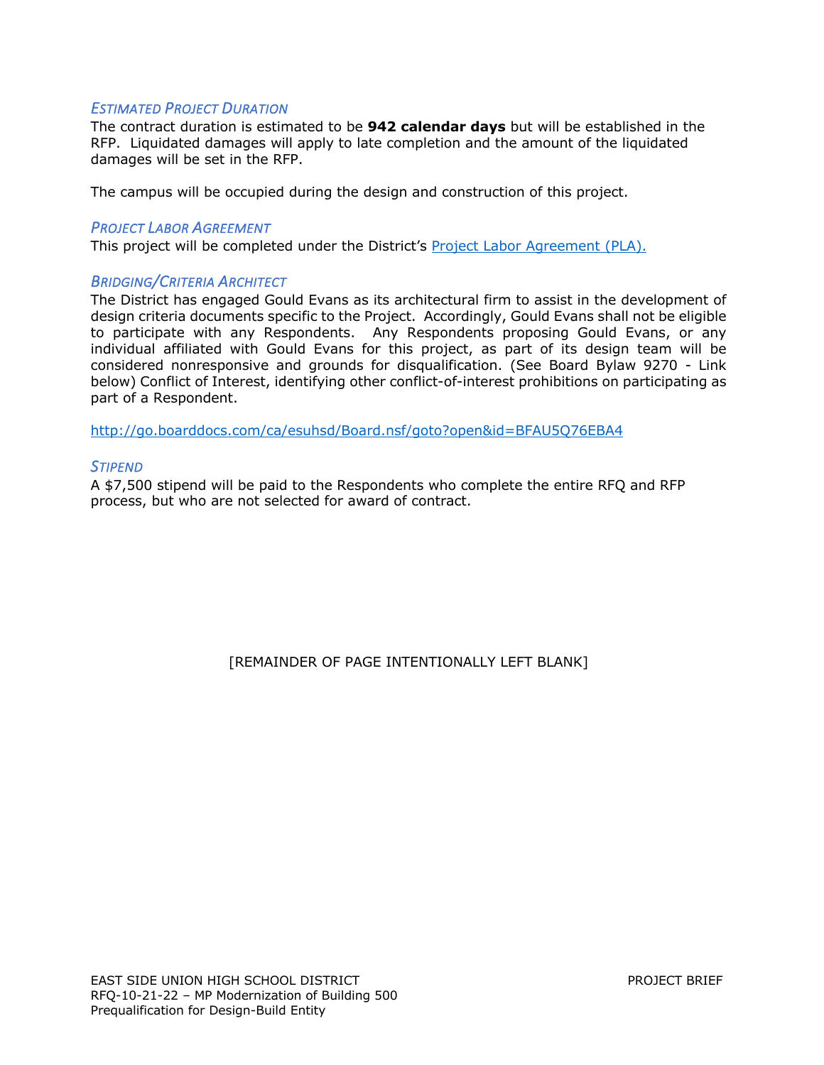### *Estimated Project Duration*

The contract duration is estimated to be **942 calendar days** but will be established in the RFP. Liquidated damages will apply to late completion and the amount of the liquidated damages will be set in the RFP.

The campus will be occupied during the design and construction of this project.

### *Project Labor Agreement*

This project will be completed under the District's [Project Labor Agreement (PLA).]()

### *Bridging/Criteria Architect*

The District has engaged Gould Evans as its architectural firm to assist in the development of design criteria documents specific to the Project. Accordingly, Gould Evans shall not be eligible to participate with any Respondents. Any Respondents proposing Gould Evans, or any individual affiliated with Gould Evans for this project, as part of its design team will be considered nonresponsive and grounds for disqualification. (See Board Bylaw 9270 - Link below) Conflict of Interest, identifying other conflict-of-interest prohibitions on participating as part of a Respondent.

http://go.boarddocs.com/ca/esuhsd/Board.nsf/goto?open&id=BFAU5Q76EBA4

### *Stipend*

A $7,500 stipend will be paid to the Respondents who complete the entire RFQ and RFP process, but who are not selected for award of contract.

[REMAINDER OF PAGE INTENTIONALLY LEFT BLANK]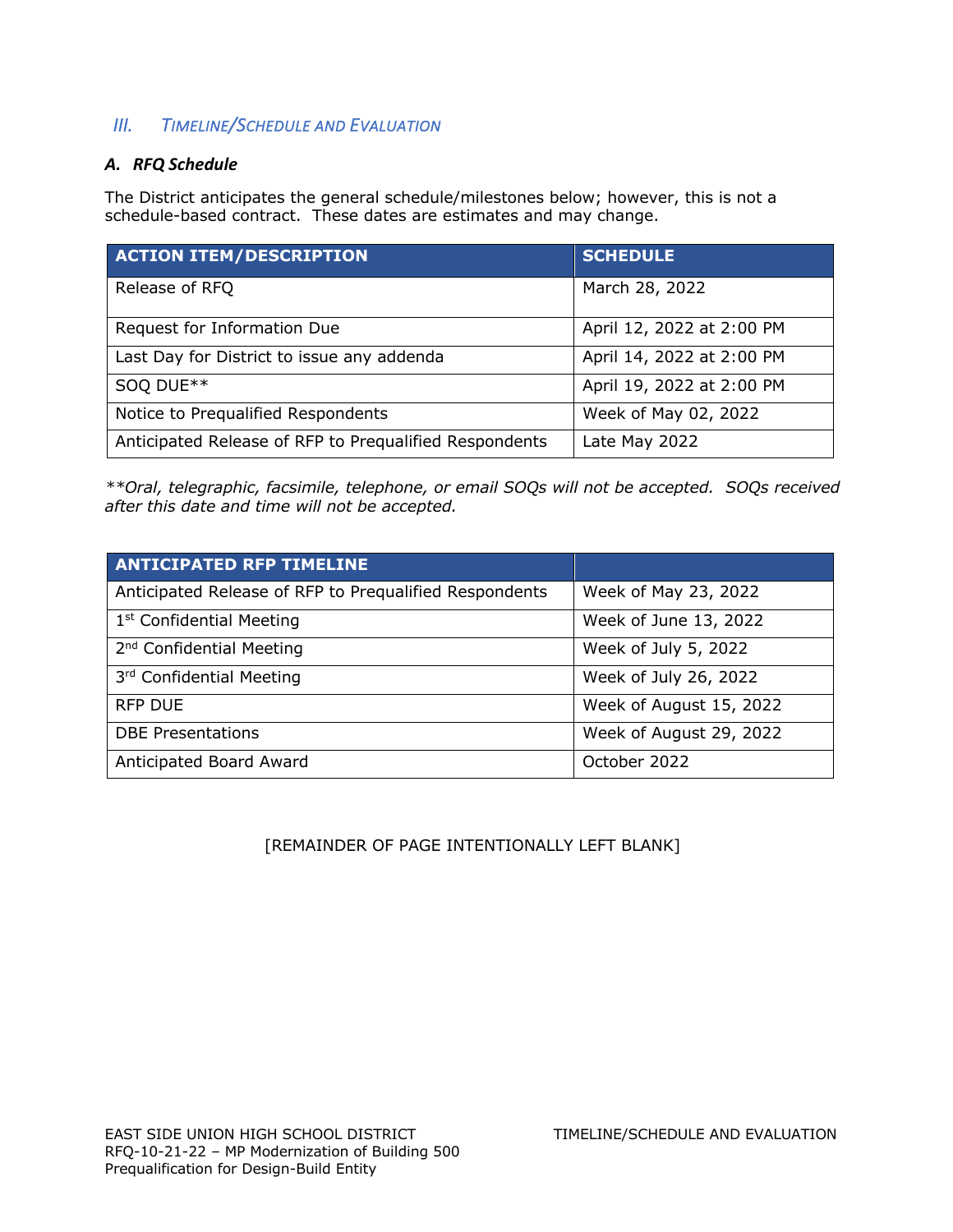## III. TIMELINE/SCHEDULE AND EVALUATION

### *A. RFQ Schedule*

The District anticipates the general schedule/milestones below; however, this is not a schedule-based contract. These dates are estimates and may change.

| ACTION ITEM/DESCRIPTION | SCHEDULE |
|---|---|
| Release of RFQ | March 28, 2022 |
| Request for Information Due | April 12, 2022 at 2:00 PM |
| Last Day for District to issue any addenda | April 14, 2022 at 2:00 PM |
| SOQ DUE** | April 19, 2022 at 2:00 PM |
| Notice to Prequalified Respondents | Week of May 02, 2022 |
| Anticipated Release of RFP to Prequalified Respondents | Late May 2022 |

*\*\*Oral, telegraphic, facsimile, telephone, or email SOQs will not be accepted. SOQs received after this date and time will not be accepted.*

| ANTICIPATED RFP TIMELINE | |
|---|---|
| Anticipated Release of RFP to Prequalified Respondents | Week of May 23, 2022 |
| 1st Confidential Meeting | Week of June 13, 2022 |
| 2nd Confidential Meeting | Week of July 5, 2022 |
| 3rd Confidential Meeting | Week of July 26, 2022 |
| RFP DUE | Week of August 15, 2022 |
| DBE Presentations | Week of August 29, 2022 |
| Anticipated Board Award | October 2022 |

[REMAINDER OF PAGE INTENTIONALLY LEFT BLANK]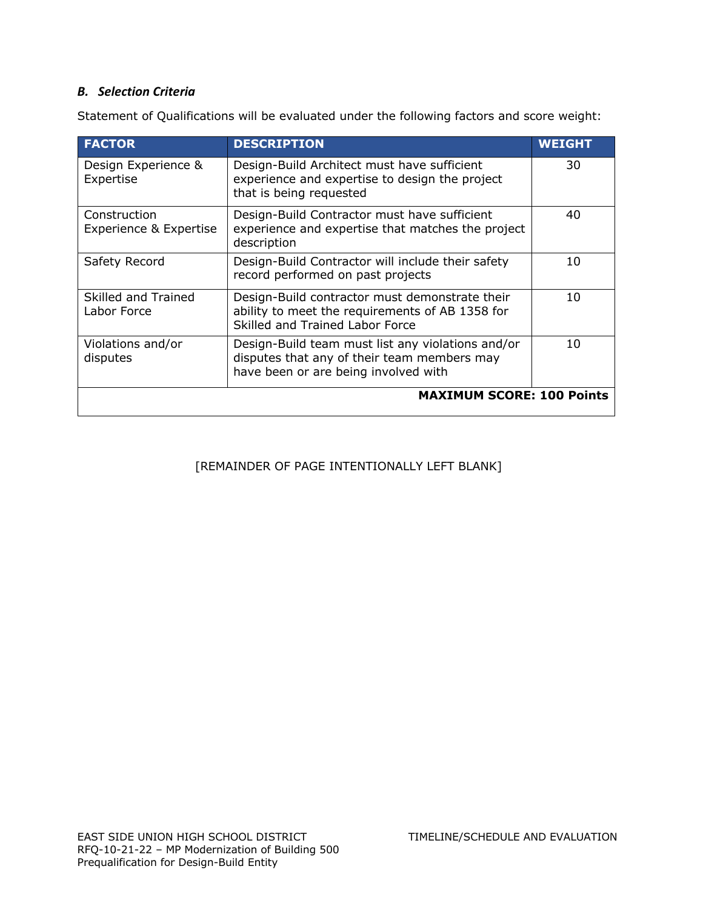### *B. Selection Criteria*

Statement of Qualifications will be evaluated under the following factors and score weight:

| FACTOR | DESCRIPTION | WEIGHT |
|---|---|---|
| Design Experience & Expertise | Design-Build Architect must have sufficient experience and expertise to design the project that is being requested | 30 |
| Construction Experience & Expertise | Design-Build Contractor must have sufficient experience and expertise that matches the project description | 40 |
| Safety Record | Design-Build Contractor will include their safety record performed on past projects | 10 |
| Skilled and Trained Labor Force | Design-Build contractor must demonstrate their ability to meet the requirements of AB 1358 for Skilled and Trained Labor Force | 10 |
| Violations and/or disputes | Design-Build team must list any violations and/or disputes that any of their team members may have been or are being involved with | 10 |
| | | **MAXIMUM SCORE: 100 Points** |

[REMAINDER OF PAGE INTENTIONALLY LEFT BLANK]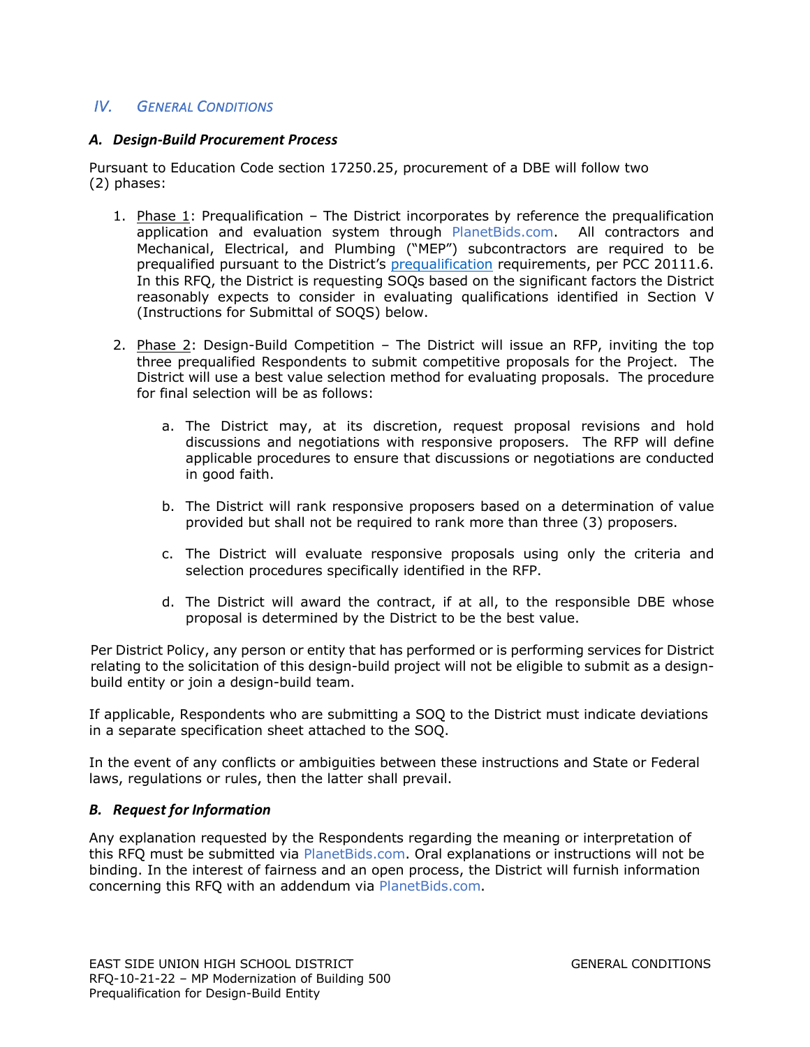## IV. *GENERAL CONDITIONS*

### *A. Design-Build Procurement Process*

Pursuant to Education Code section 17250.25, procurement of a DBE will follow two (2) phases:

1. Phase 1: Prequalification – The District incorporates by reference the prequalification application and evaluation system through PlanetBids.com. All contractors and Mechanical, Electrical, and Plumbing ("MEP") subcontractors are required to be prequalified pursuant to the District's prequalification requirements, per PCC 20111.6. In this RFQ, the District is requesting SOQs based on the significant factors the District reasonably expects to consider in evaluating qualifications identified in Section V (Instructions for Submittal of SOQS) below.

2. Phase 2: Design-Build Competition – The District will issue an RFP, inviting the top three prequalified Respondents to submit competitive proposals for the Project. The District will use a best value selection method for evaluating proposals. The procedure for final selection will be as follows:

    a. The District may, at its discretion, request proposal revisions and hold discussions and negotiations with responsive proposers. The RFP will define applicable procedures to ensure that discussions or negotiations are conducted in good faith.

    b. The District will rank responsive proposers based on a determination of value provided but shall not be required to rank more than three (3) proposers.

    c. The District will evaluate responsive proposals using only the criteria and selection procedures specifically identified in the RFP.

    d. The District will award the contract, if at all, to the responsible DBE whose proposal is determined by the District to be the best value.

Per District Policy, any person or entity that has performed or is performing services for District relating to the solicitation of this design-build project will not be eligible to submit as a design-build entity or join a design-build team.

If applicable, Respondents who are submitting a SOQ to the District must indicate deviations in a separate specification sheet attached to the SOQ.

In the event of any conflicts or ambiguities between these instructions and State or Federal laws, regulations or rules, then the latter shall prevail.

### *B. Request for Information*

Any explanation requested by the Respondents regarding the meaning or interpretation of this RFQ must be submitted via PlanetBids.com. Oral explanations or instructions will not be binding. In the interest of fairness and an open process, the District will furnish information concerning this RFQ with an addendum via PlanetBids.com.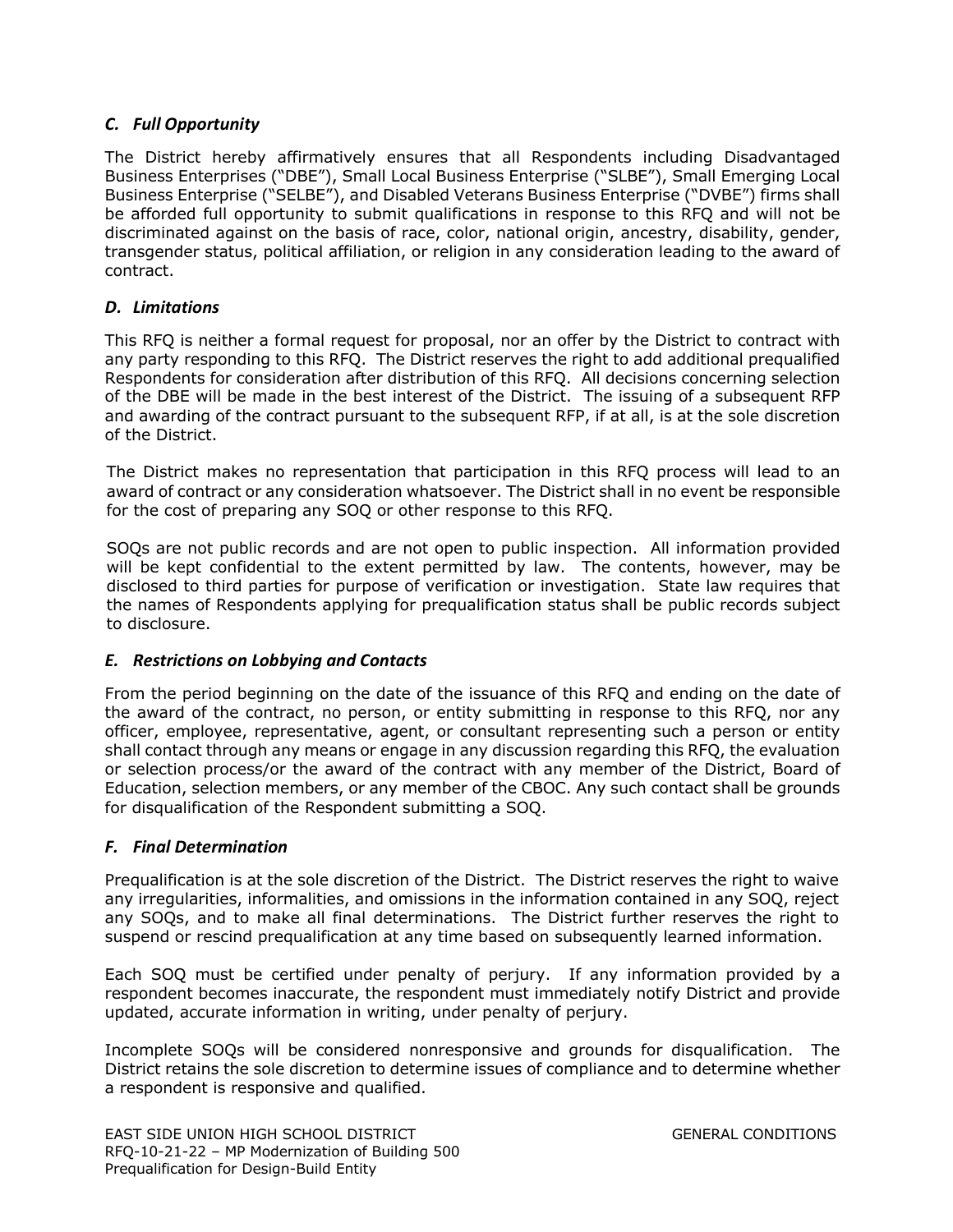### *C. Full Opportunity*

The District hereby affirmatively ensures that all Respondents including Disadvantaged Business Enterprises ("DBE"), Small Local Business Enterprise ("SLBE"), Small Emerging Local Business Enterprise ("SELBE"), and Disabled Veterans Business Enterprise ("DVBE") firms shall be afforded full opportunity to submit qualifications in response to this RFQ and will not be discriminated against on the basis of race, color, national origin, ancestry, disability, gender, transgender status, political affiliation, or religion in any consideration leading to the award of contract.

### *D. Limitations*

This RFQ is neither a formal request for proposal, nor an offer by the District to contract with any party responding to this RFQ. The District reserves the right to add additional prequalified Respondents for consideration after distribution of this RFQ. All decisions concerning selection of the DBE will be made in the best interest of the District. The issuing of a subsequent RFP and awarding of the contract pursuant to the subsequent RFP, if at all, is at the sole discretion of the District.

The District makes no representation that participation in this RFQ process will lead to an award of contract or any consideration whatsoever. The District shall in no event be responsible for the cost of preparing any SOQ or other response to this RFQ.

SOQs are not public records and are not open to public inspection. All information provided will be kept confidential to the extent permitted by law. The contents, however, may be disclosed to third parties for purpose of verification or investigation. State law requires that the names of Respondents applying for prequalification status shall be public records subject to disclosure.

### *E. Restrictions on Lobbying and Contacts*

From the period beginning on the date of the issuance of this RFQ and ending on the date of the award of the contract, no person, or entity submitting in response to this RFQ, nor any officer, employee, representative, agent, or consultant representing such a person or entity shall contact through any means or engage in any discussion regarding this RFQ, the evaluation or selection process/or the award of the contract with any member of the District, Board of Education, selection members, or any member of the CBOC. Any such contact shall be grounds for disqualification of the Respondent submitting a SOQ.

### *F. Final Determination*

Prequalification is at the sole discretion of the District. The District reserves the right to waive any irregularities, informalities, and omissions in the information contained in any SOQ, reject any SOQs, and to make all final determinations. The District further reserves the right to suspend or rescind prequalification at any time based on subsequently learned information.

Each SOQ must be certified under penalty of perjury. If any information provided by a respondent becomes inaccurate, the respondent must immediately notify District and provide updated, accurate information in writing, under penalty of perjury.

Incomplete SOQs will be considered nonresponsive and grounds for disqualification. The District retains the sole discretion to determine issues of compliance and to determine whether a respondent is responsive and qualified.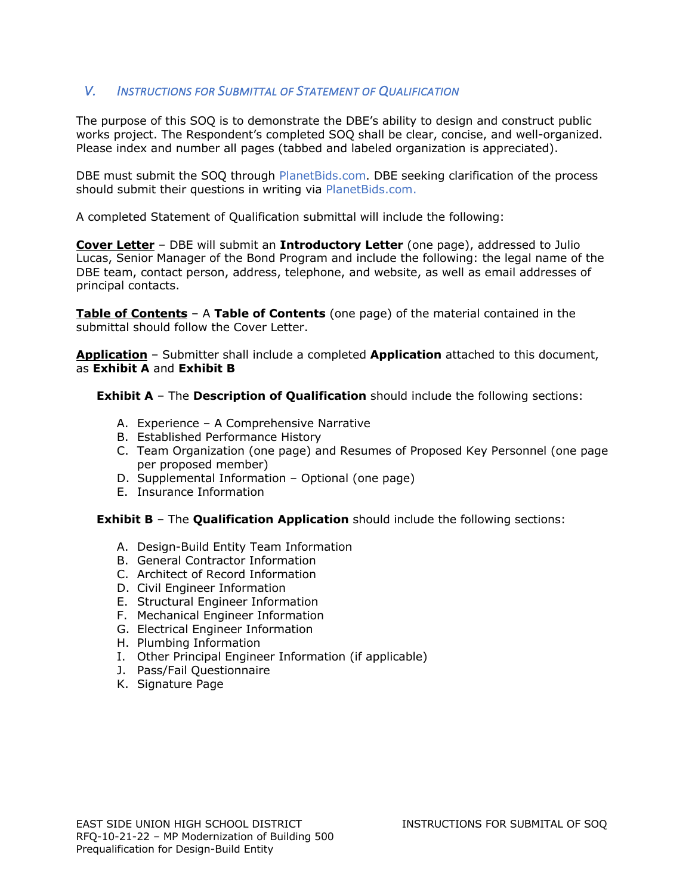## V. *Instructions for Submittal of Statement of Qualification*

The purpose of this SOQ is to demonstrate the DBE's ability to design and construct public works project. The Respondent's completed SOQ shall be clear, concise, and well-organized. Please index and number all pages (tabbed and labeled organization is appreciated).

DBE must submit the SOQ through PlanetBids.com. DBE seeking clarification of the process should submit their questions in writing via PlanetBids.com.

A completed Statement of Qualification submittal will include the following:

**<u>Cover Letter</u>** – DBE will submit an **Introductory Letter** (one page), addressed to Julio Lucas, Senior Manager of the Bond Program and include the following: the legal name of the DBE team, contact person, address, telephone, and website, as well as email addresses of principal contacts.

**<u>Table of Contents</u>** – A **Table of Contents** (one page) of the material contained in the submittal should follow the Cover Letter.

**<u>Application</u>** – Submitter shall include a completed **Application** attached to this document, as **Exhibit A** and **Exhibit B**

**Exhibit A** – The **Description of Qualification** should include the following sections:

A. Experience – A Comprehensive Narrative
B. Established Performance History
C. Team Organization (one page) and Resumes of Proposed Key Personnel (one page per proposed member)
D. Supplemental Information – Optional (one page)
E. Insurance Information

**Exhibit B** – The **Qualification Application** should include the following sections:

A. Design-Build Entity Team Information
B. General Contractor Information
C. Architect of Record Information
D. Civil Engineer Information
E. Structural Engineer Information
F. Mechanical Engineer Information
G. Electrical Engineer Information
H. Plumbing Information
I. Other Principal Engineer Information (if applicable)
J. Pass/Fail Questionnaire
K. Signature Page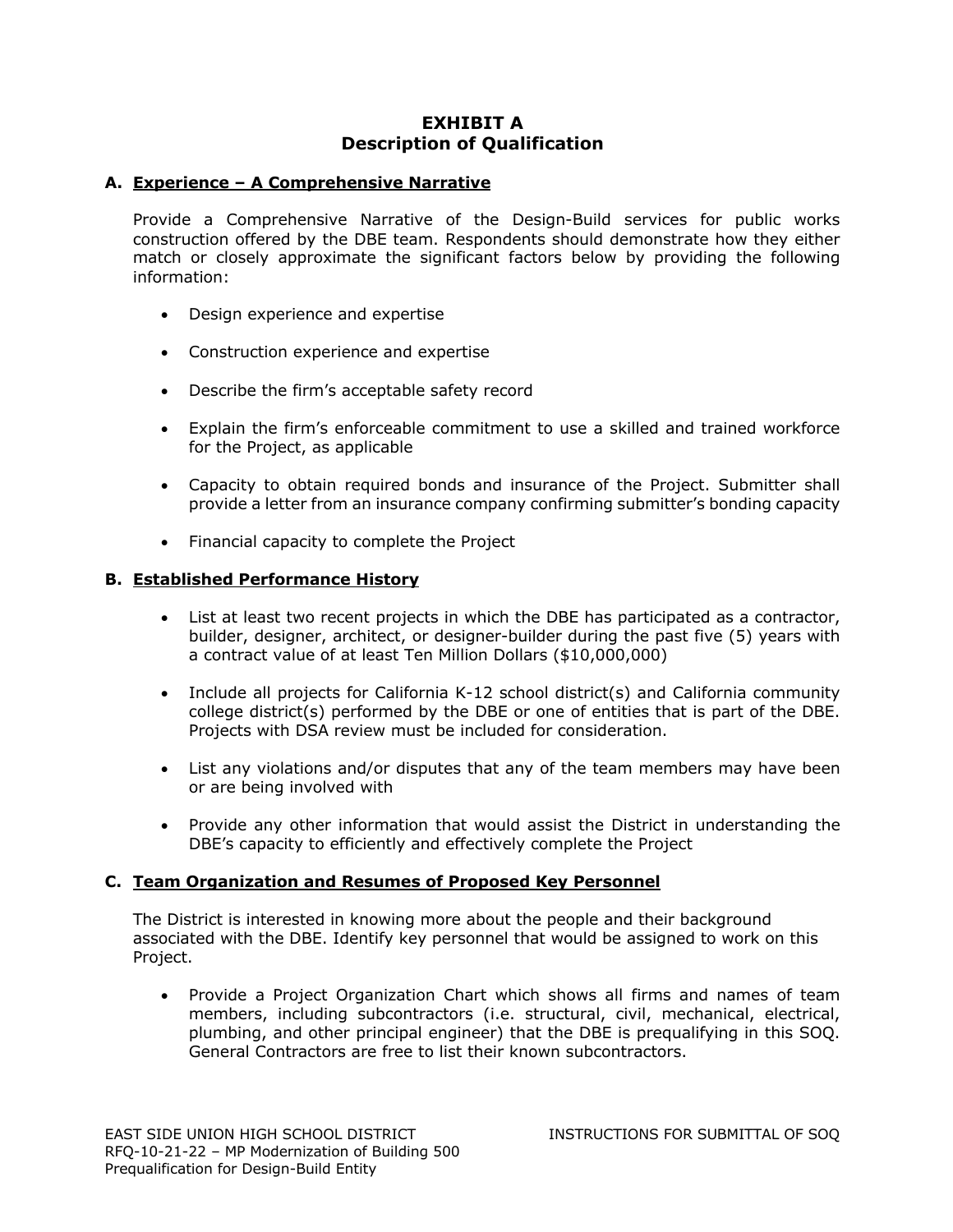# EXHIBIT A
# Description of Qualification

## A. Experience – A Comprehensive Narrative

Provide a Comprehensive Narrative of the Design-Build services for public works construction offered by the DBE team. Respondents should demonstrate how they either match or closely approximate the significant factors below by providing the following information:

- Design experience and expertise
- Construction experience and expertise
- Describe the firm's acceptable safety record
- Explain the firm's enforceable commitment to use a skilled and trained workforce for the Project, as applicable
- Capacity to obtain required bonds and insurance of the Project. Submitter shall provide a letter from an insurance company confirming submitter's bonding capacity
- Financial capacity to complete the Project

## B. Established Performance History

- List at least two recent projects in which the DBE has participated as a contractor, builder, designer, architect, or designer-builder during the past five (5) years with a contract value of at least Ten Million Dollars ($10,000,000)
- Include all projects for California K-12 school district(s) and California community college district(s) performed by the DBE or one of entities that is part of the DBE. Projects with DSA review must be included for consideration.
- List any violations and/or disputes that any of the team members may have been or are being involved with
- Provide any other information that would assist the District in understanding the DBE's capacity to efficiently and effectively complete the Project

## C. Team Organization and Resumes of Proposed Key Personnel

The District is interested in knowing more about the people and their background associated with the DBE. Identify key personnel that would be assigned to work on this Project.

- Provide a Project Organization Chart which shows all firms and names of team members, including subcontractors (i.e. structural, civil, mechanical, electrical, plumbing, and other principal engineer) that the DBE is prequalifying in this SOQ. General Contractors are free to list their known subcontractors.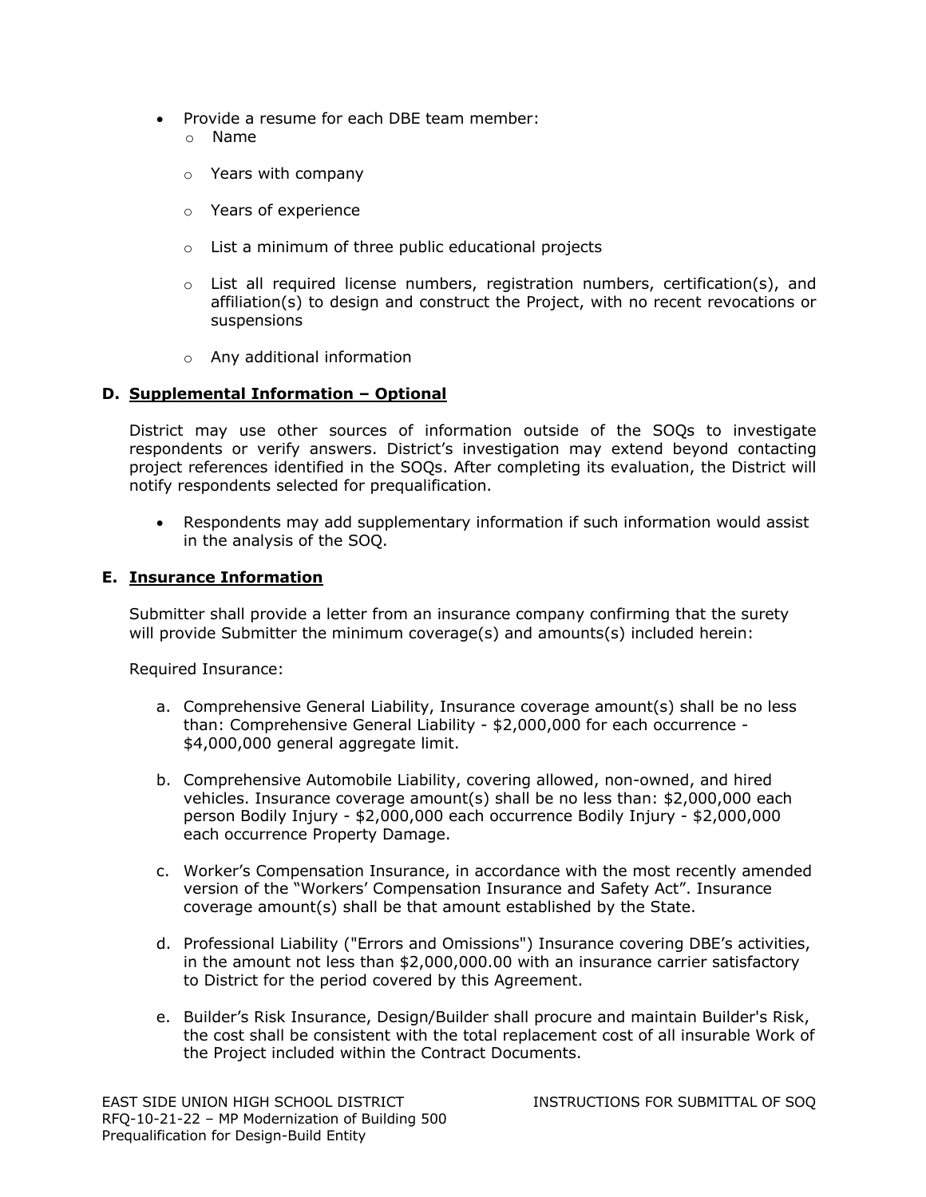- Provide a resume for each DBE team member:
  - Name
  - Years with company
  - Years of experience
  - List a minimum of three public educational projects
  - List all required license numbers, registration numbers, certification(s), and affiliation(s) to design and construct the Project, with no recent revocations or suspensions
  - Any additional information

**D. <u>Supplemental Information – Optional</u>**

District may use other sources of information outside of the SOQs to investigate respondents or verify answers. District's investigation may extend beyond contacting project references identified in the SOQs. After completing its evaluation, the District will notify respondents selected for prequalification.

- Respondents may add supplementary information if such information would assist in the analysis of the SOQ.

**E. <u>Insurance Information</u>**

Submitter shall provide a letter from an insurance company confirming that the surety will provide Submitter the minimum coverage(s) and amounts(s) included herein:

Required Insurance:

a. Comprehensive General Liability, Insurance coverage amount(s) shall be no less than: Comprehensive General Liability - $2,000,000 for each occurrence - $4,000,000 general aggregate limit.

b. Comprehensive Automobile Liability, covering allowed, non-owned, and hired vehicles. Insurance coverage amount(s) shall be no less than: $2,000,000 each person Bodily Injury - $2,000,000 each occurrence Bodily Injury - $2,000,000 each occurrence Property Damage.

c. Worker's Compensation Insurance, in accordance with the most recently amended version of the "Workers' Compensation Insurance and Safety Act". Insurance coverage amount(s) shall be that amount established by the State.

d. Professional Liability ("Errors and Omissions") Insurance covering DBE's activities, in the amount not less than $2,000,000.00 with an insurance carrier satisfactory to District for the period covered by this Agreement.

e. Builder's Risk Insurance, Design/Builder shall procure and maintain Builder's Risk, the cost shall be consistent with the total replacement cost of all insurable Work of the Project included within the Contract Documents.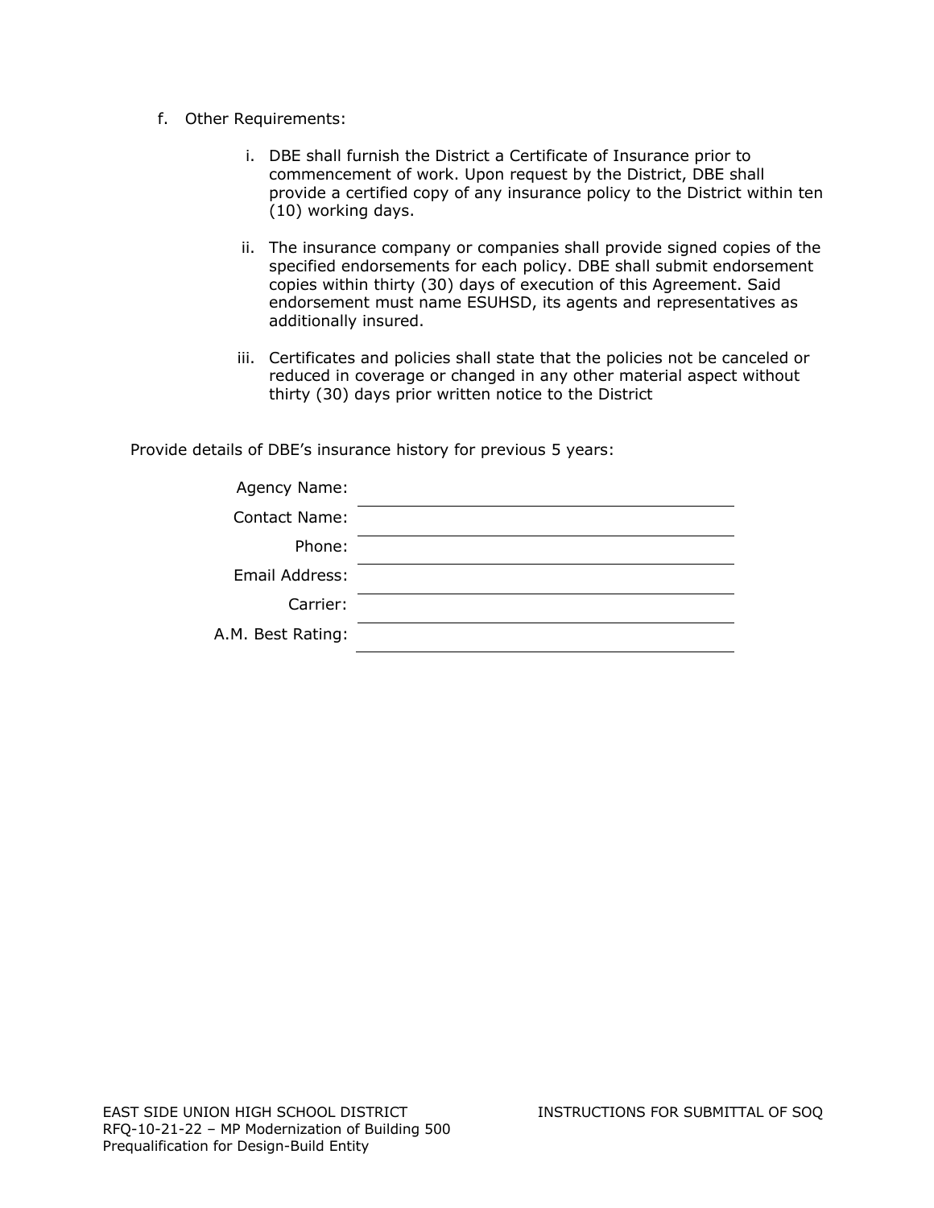f. Other Requirements:

   i. DBE shall furnish the District a Certificate of Insurance prior to commencement of work. Upon request by the District, DBE shall provide a certified copy of any insurance policy to the District within ten (10) working days.

   ii. The insurance company or companies shall provide signed copies of the specified endorsements for each policy. DBE shall submit endorsement copies within thirty (30) days of execution of this Agreement. Said endorsement must name ESUHSD, its agents and representatives as additionally insured.

   iii. Certificates and policies shall state that the policies not be canceled or reduced in coverage or changed in any other material aspect without thirty (30) days prior written notice to the District

Provide details of DBE's insurance history for previous 5 years:

Agency Name: \_\_\_\_\_\_\_\_\_\_\_\_\_\_\_\_\_\_\_\_\_\_\_\_\_\_\_\_\_\_\_\_

Contact Name: \_\_\_\_\_\_\_\_\_\_\_\_\_\_\_\_\_\_\_\_\_\_\_\_\_\_\_\_\_\_\_\_

Phone: \_\_\_\_\_\_\_\_\_\_\_\_\_\_\_\_\_\_\_\_\_\_\_\_\_\_\_\_\_\_\_\_

Email Address: \_\_\_\_\_\_\_\_\_\_\_\_\_\_\_\_\_\_\_\_\_\_\_\_\_\_\_\_\_\_\_\_

Carrier: \_\_\_\_\_\_\_\_\_\_\_\_\_\_\_\_\_\_\_\_\_\_\_\_\_\_\_\_\_\_\_\_

A.M. Best Rating: \_\_\_\_\_\_\_\_\_\_\_\_\_\_\_\_\_\_\_\_\_\_\_\_\_\_\_\_\_\_\_\_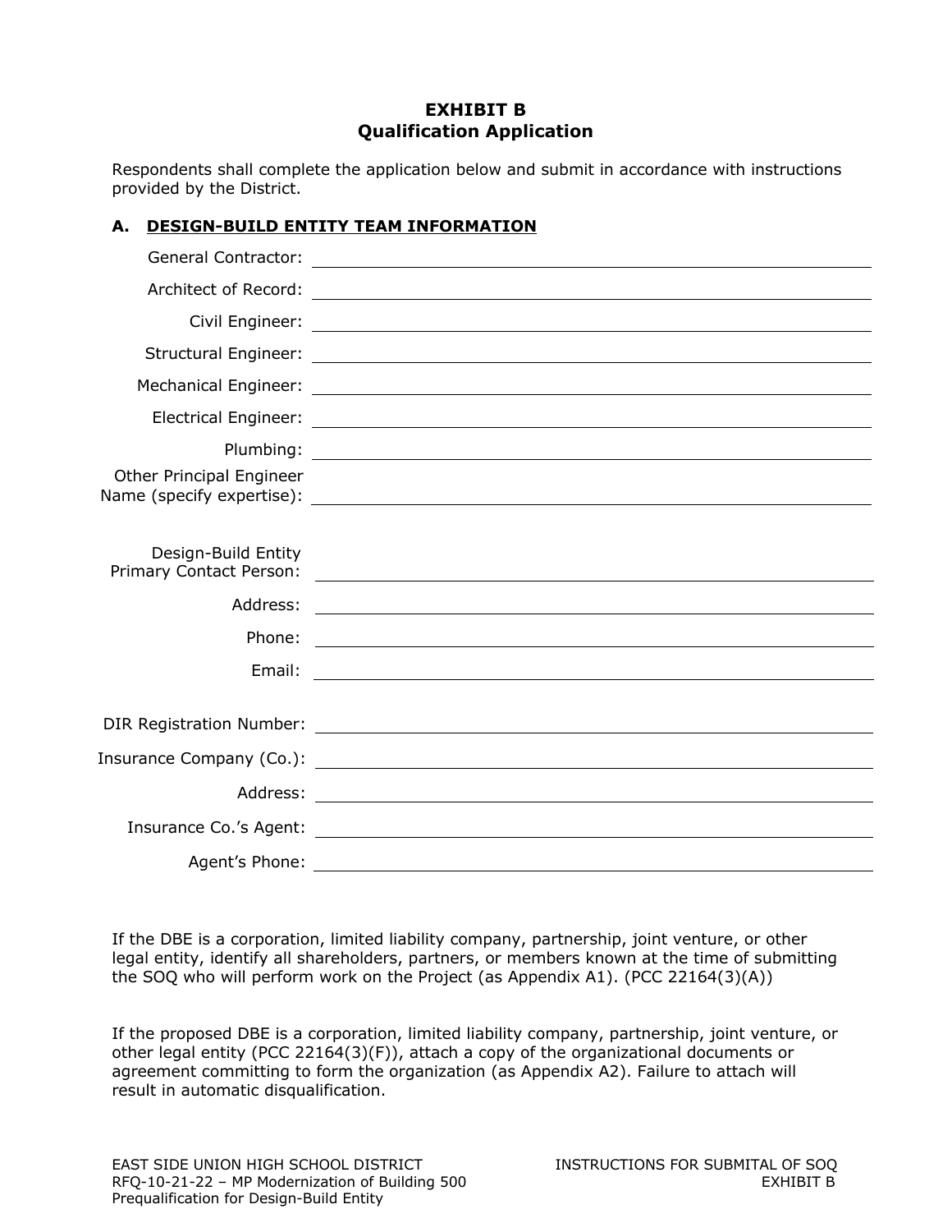# EXHIBIT B
## Qualification Application

Respondents shall complete the application below and submit in accordance with instructions provided by the District.

### A. DESIGN-BUILD ENTITY TEAM INFORMATION

General Contractor: \_\_\_\_\_\_\_\_\_\_\_\_\_\_\_\_\_\_\_\_\_\_\_\_\_\_\_\_\_\_\_\_\_\_\_\_\_\_\_\_

Architect of Record: \_\_\_\_\_\_\_\_\_\_\_\_\_\_\_\_\_\_\_\_\_\_\_\_\_\_\_\_\_\_\_\_\_\_\_\_\_\_\_\_

Civil Engineer: \_\_\_\_\_\_\_\_\_\_\_\_\_\_\_\_\_\_\_\_\_\_\_\_\_\_\_\_\_\_\_\_\_\_\_\_\_\_\_\_

Structural Engineer: \_\_\_\_\_\_\_\_\_\_\_\_\_\_\_\_\_\_\_\_\_\_\_\_\_\_\_\_\_\_\_\_\_\_\_\_\_\_\_\_

Mechanical Engineer: \_\_\_\_\_\_\_\_\_\_\_\_\_\_\_\_\_\_\_\_\_\_\_\_\_\_\_\_\_\_\_\_\_\_\_\_\_\_\_\_

Electrical Engineer: \_\_\_\_\_\_\_\_\_\_\_\_\_\_\_\_\_\_\_\_\_\_\_\_\_\_\_\_\_\_\_\_\_\_\_\_\_\_\_\_

Plumbing: \_\_\_\_\_\_\_\_\_\_\_\_\_\_\_\_\_\_\_\_\_\_\_\_\_\_\_\_\_\_\_\_\_\_\_\_\_\_\_\_

Other Principal Engineer Name (specify expertise): \_\_\_\_\_\_\_\_\_\_\_\_\_\_\_\_\_\_\_\_\_\_\_\_\_\_\_\_\_\_\_\_\_\_\_\_\_\_\_\_

Design-Build Entity Primary Contact Person: \_\_\_\_\_\_\_\_\_\_\_\_\_\_\_\_\_\_\_\_\_\_\_\_\_\_\_\_\_\_\_\_\_\_\_\_\_\_\_\_

Address: \_\_\_\_\_\_\_\_\_\_\_\_\_\_\_\_\_\_\_\_\_\_\_\_\_\_\_\_\_\_\_\_\_\_\_\_\_\_\_\_

Phone: \_\_\_\_\_\_\_\_\_\_\_\_\_\_\_\_\_\_\_\_\_\_\_\_\_\_\_\_\_\_\_\_\_\_\_\_\_\_\_\_

Email: \_\_\_\_\_\_\_\_\_\_\_\_\_\_\_\_\_\_\_\_\_\_\_\_\_\_\_\_\_\_\_\_\_\_\_\_\_\_\_\_

DIR Registration Number: \_\_\_\_\_\_\_\_\_\_\_\_\_\_\_\_\_\_\_\_\_\_\_\_\_\_\_\_\_\_\_\_\_\_\_\_\_\_\_\_

Insurance Company (Co.): \_\_\_\_\_\_\_\_\_\_\_\_\_\_\_\_\_\_\_\_\_\_\_\_\_\_\_\_\_\_\_\_\_\_\_\_\_\_\_\_

Address: \_\_\_\_\_\_\_\_\_\_\_\_\_\_\_\_\_\_\_\_\_\_\_\_\_\_\_\_\_\_\_\_\_\_\_\_\_\_\_\_

Insurance Co.'s Agent: \_\_\_\_\_\_\_\_\_\_\_\_\_\_\_\_\_\_\_\_\_\_\_\_\_\_\_\_\_\_\_\_\_\_\_\_\_\_\_\_

Agent's Phone: \_\_\_\_\_\_\_\_\_\_\_\_\_\_\_\_\_\_\_\_\_\_\_\_\_\_\_\_\_\_\_\_\_\_\_\_\_\_\_\_

If the DBE is a corporation, limited liability company, partnership, joint venture, or other legal entity, identify all shareholders, partners, or members known at the time of submitting the SOQ who will perform work on the Project (as Appendix A1). (PCC 22164(3)(A))

If the proposed DBE is a corporation, limited liability company, partnership, joint venture, or other legal entity (PCC 22164(3)(F)), attach a copy of the organizational documents or agreement committing to form the organization (as Appendix A2). Failure to attach will result in automatic disqualification.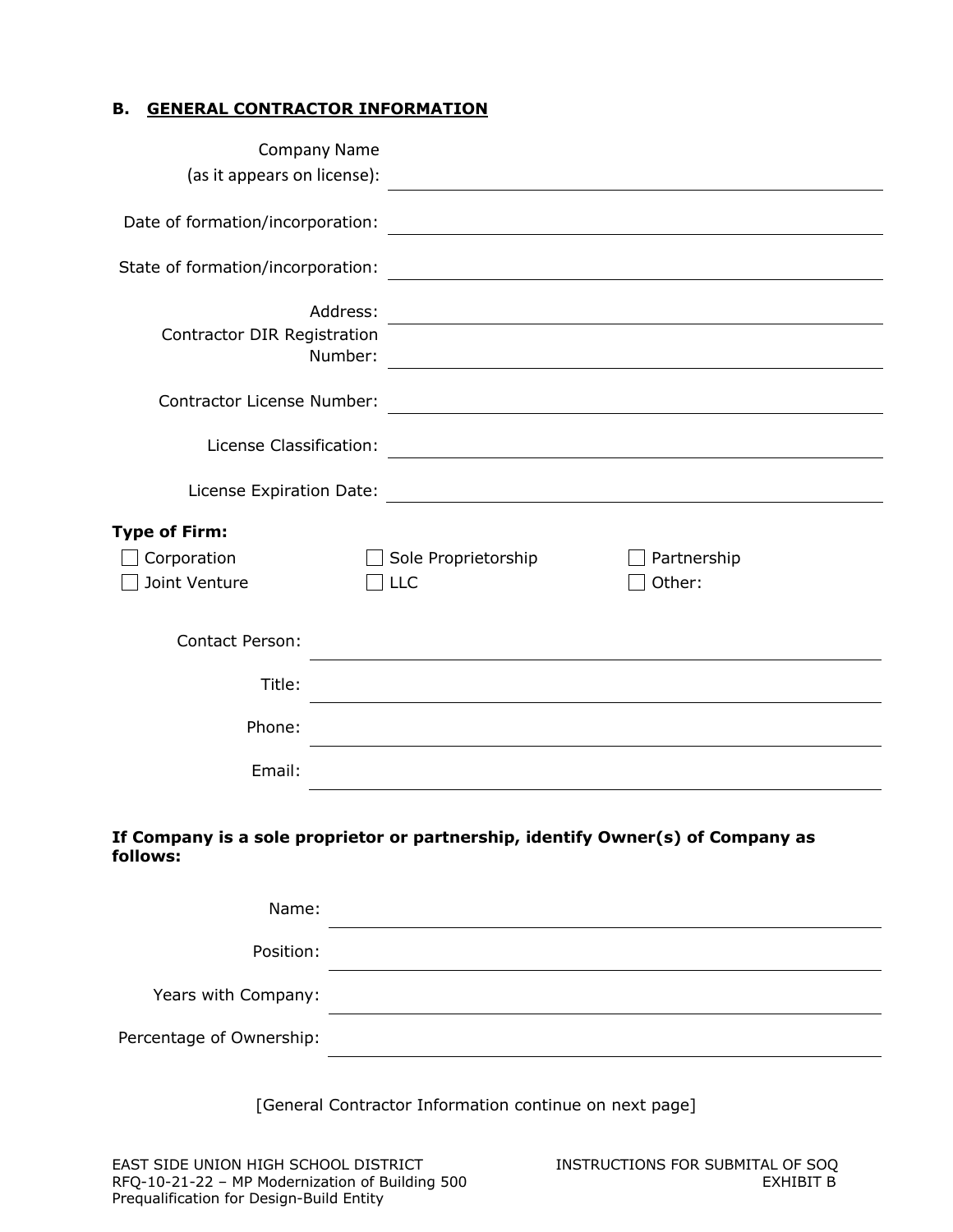## B. GENERAL CONTRACTOR INFORMATION

Company Name (as it appears on license): ______________________________

Date of formation/incorporation: ______________________________

State of formation/incorporation: ______________________________

Address: ______________________________

Contractor DIR Registration Number: ______________________________

Contractor License Number: ______________________________

License Classification: ______________________________

License Expiration Date: ______________________________

**Type of Firm:**

☐ Corporation ☐ Sole Proprietorship ☐ Partnership

☐ Joint Venture ☐ LLC ☐ Other:

Contact Person: ______________________________

Title: ______________________________

Phone: ______________________________

Email: ______________________________

**If Company is a sole proprietor or partnership, identify Owner(s) of Company as follows:**

Name: ______________________________

Position: ______________________________

Years with Company: ______________________________

Percentage of Ownership: ______________________________

[General Contractor Information continue on next page]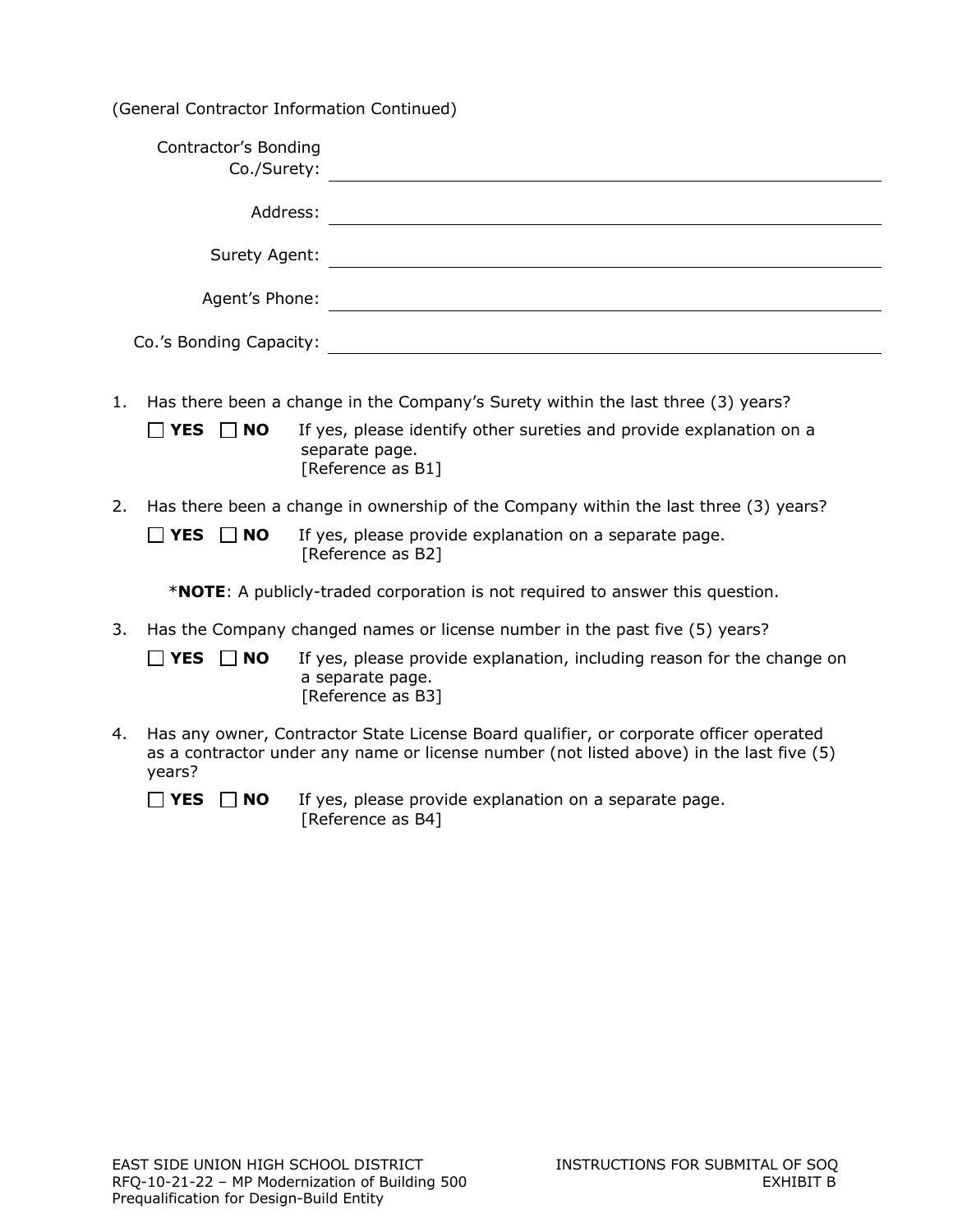(General Contractor Information Continued)

Contractor's Bonding Co./Surety: ______________________________

Address: ______________________________

Surety Agent: ______________________________

Agent's Phone: ______________________________

Co.'s Bonding Capacity: ______________________________

1. Has there been a change in the Company's Surety within the last three (3) years?

   ☐ **YES** ☐ **NO** If yes, please identify other sureties and provide explanation on a separate page.
   [Reference as B1]

2. Has there been a change in ownership of the Company within the last three (3) years?

   ☐ **YES** ☐ **NO** If yes, please provide explanation on a separate page.
   [Reference as B2]

   ***NOTE**: A publicly-traded corporation is not required to answer this question.

3. Has the Company changed names or license number in the past five (5) years?

   ☐ **YES** ☐ **NO** If yes, please provide explanation, including reason for the change on a separate page.
   [Reference as B3]

4. Has any owner, Contractor State License Board qualifier, or corporate officer operated as a contractor under any name or license number (not listed above) in the last five (5) years?

   ☐ **YES** ☐ **NO** If yes, please provide explanation on a separate page.
   [Reference as B4]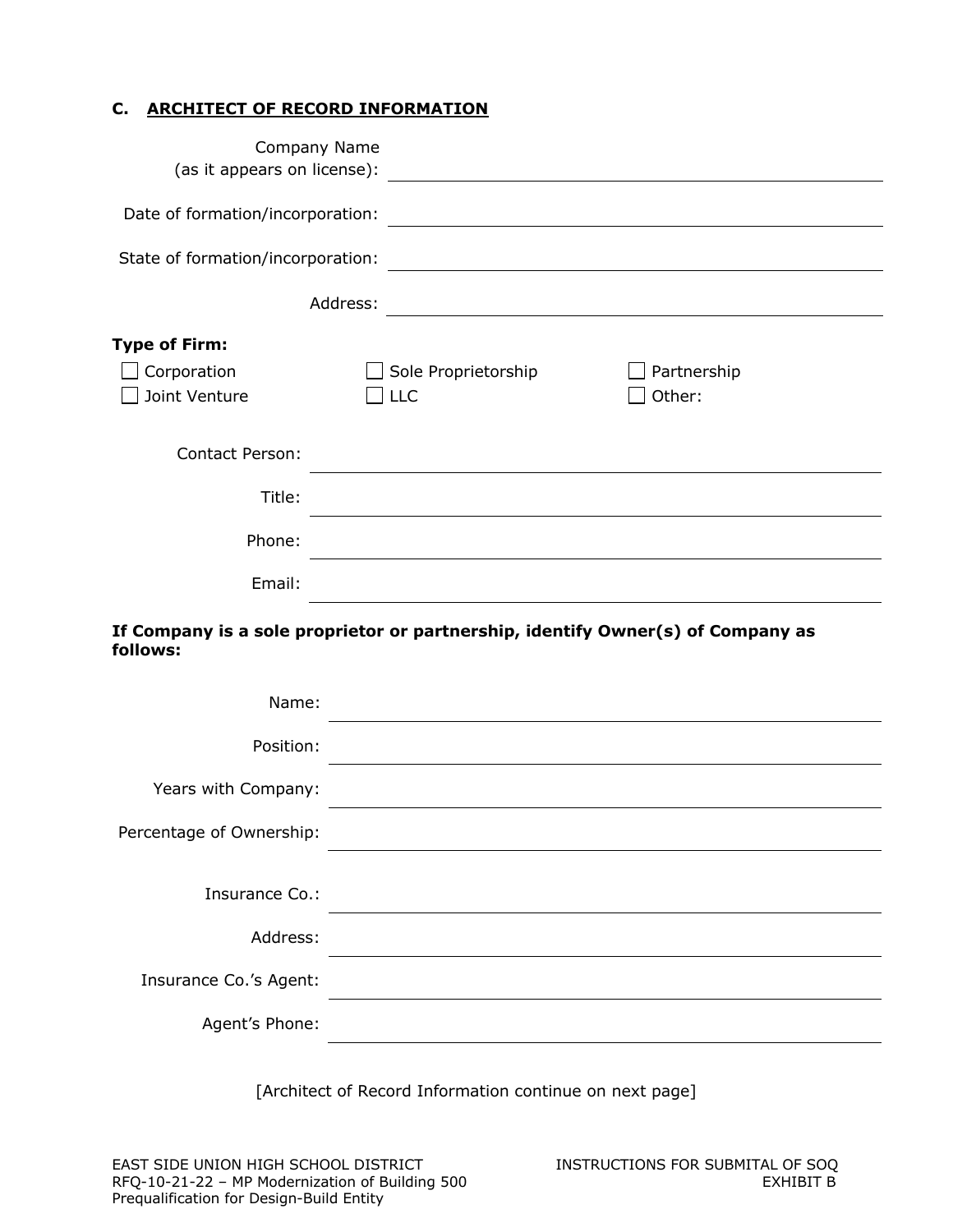## C. ARCHITECT OF RECORD INFORMATION

Company Name (as it appears on license): ______________________________

Date of formation/incorporation: ______________________________

State of formation/incorporation: ______________________________

Address: ______________________________

**Type of Firm:**

- ☐ Corporation
- ☐ Sole Proprietorship
- ☐ Partnership
- ☐ Joint Venture
- ☐ LLC
- ☐ Other:

Contact Person: ______________________________

Title: ______________________________

Phone: ______________________________

Email: ______________________________

**If Company is a sole proprietor or partnership, identify Owner(s) of Company as follows:**

Name: ______________________________

Position: ______________________________

Years with Company: ______________________________

Percentage of Ownership: ______________________________

Insurance Co.: ______________________________

Address: ______________________________

Insurance Co.'s Agent: ______________________________

Agent's Phone: ______________________________

[Architect of Record Information continue on next page]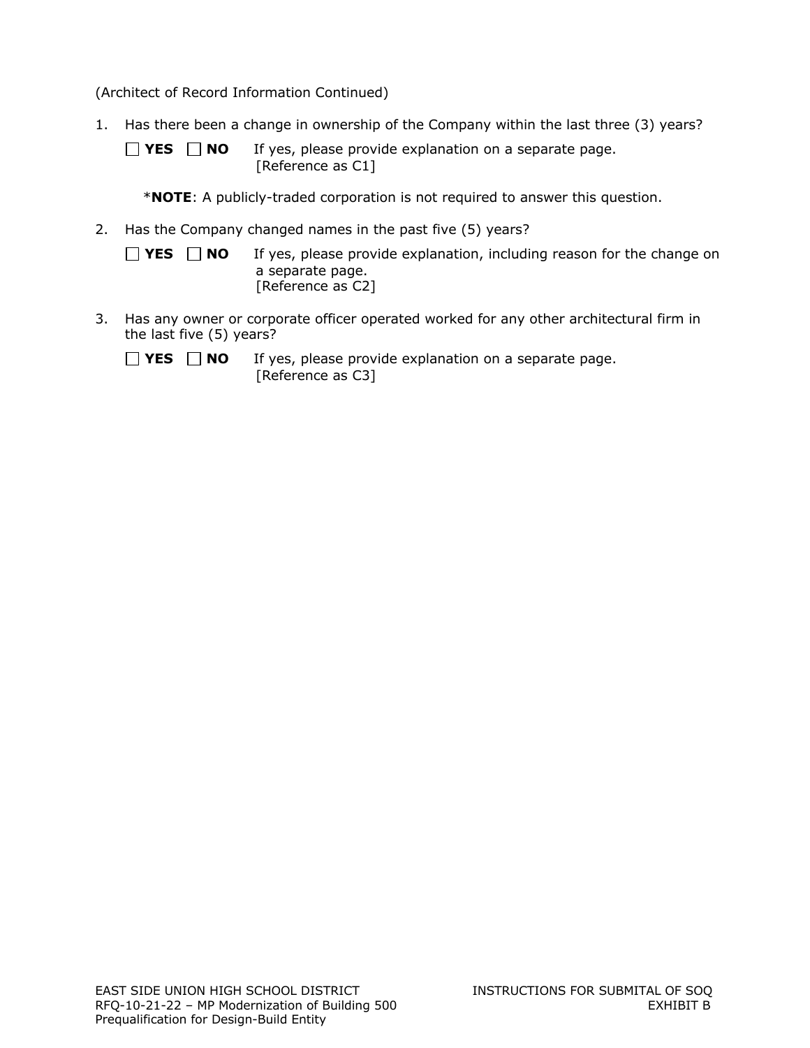(Architect of Record Information Continued)

1. Has there been a change in ownership of the Company within the last three (3) years?

   ☐ **YES** ☐ **NO** If yes, please provide explanation on a separate page. [Reference as C1]

   ***NOTE**: A publicly-traded corporation is not required to answer this question.

2. Has the Company changed names in the past five (5) years?

   ☐ **YES** ☐ **NO** If yes, please provide explanation, including reason for the change on a separate page. [Reference as C2]

3. Has any owner or corporate officer operated worked for any other architectural firm in the last five (5) years?

   ☐ **YES** ☐ **NO** If yes, please provide explanation on a separate page. [Reference as C3]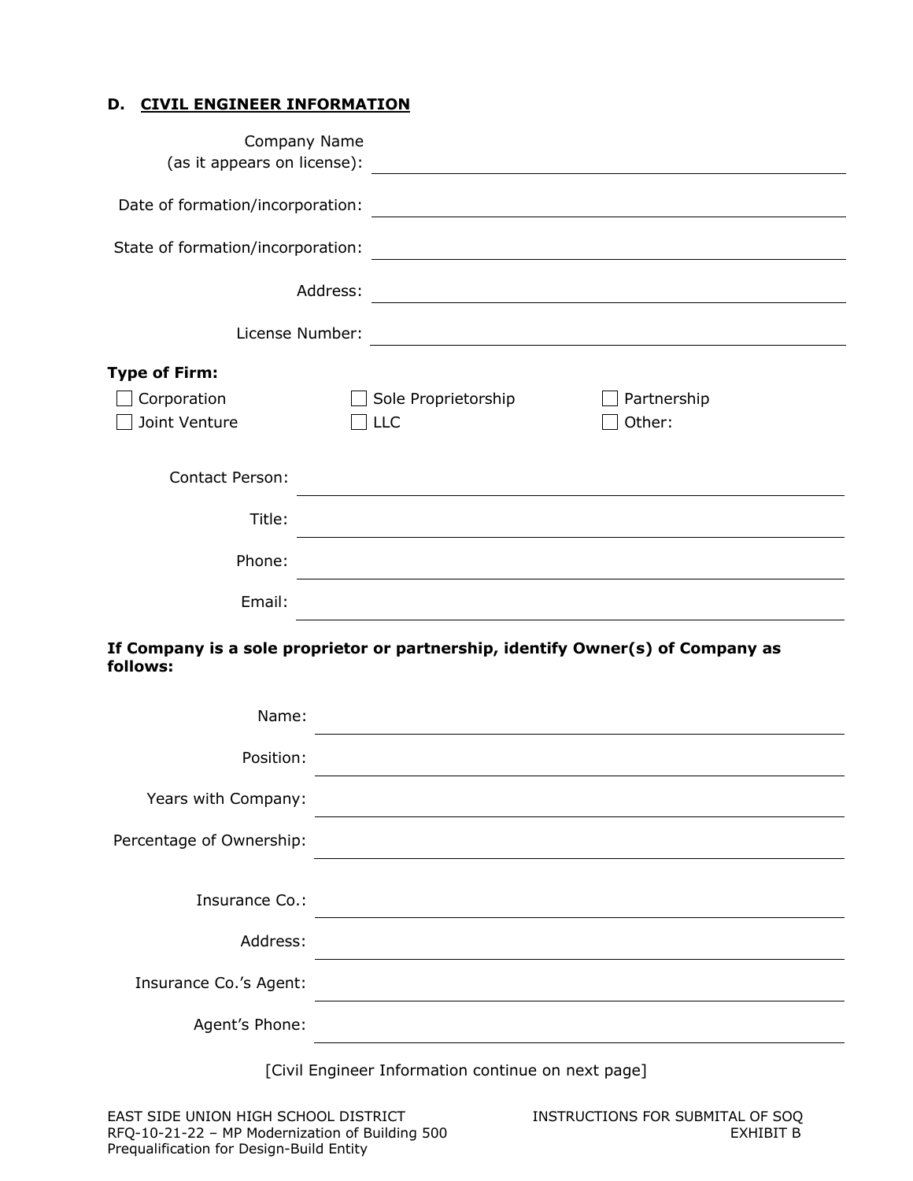## D. CIVIL ENGINEER INFORMATION

Company Name (as it appears on license): ______________________________

Date of formation/incorporation: ______________________________

State of formation/incorporation: ______________________________

Address: ______________________________

License Number: ______________________________

**Type of Firm:**

- ☐ Corporation
- ☐ Sole Proprietorship
- ☐ Partnership
- ☐ Joint Venture
- ☐ LLC
- ☐ Other:

Contact Person: ______________________________

Title: ______________________________

Phone: ______________________________

Email: ______________________________

**If Company is a sole proprietor or partnership, identify Owner(s) of Company as follows:**

Name: ______________________________

Position: ______________________________

Years with Company: ______________________________

Percentage of Ownership: ______________________________

Insurance Co.: ______________________________

Address: ______________________________

Insurance Co.'s Agent: ______________________________

Agent's Phone: ______________________________

[Civil Engineer Information continue on next page]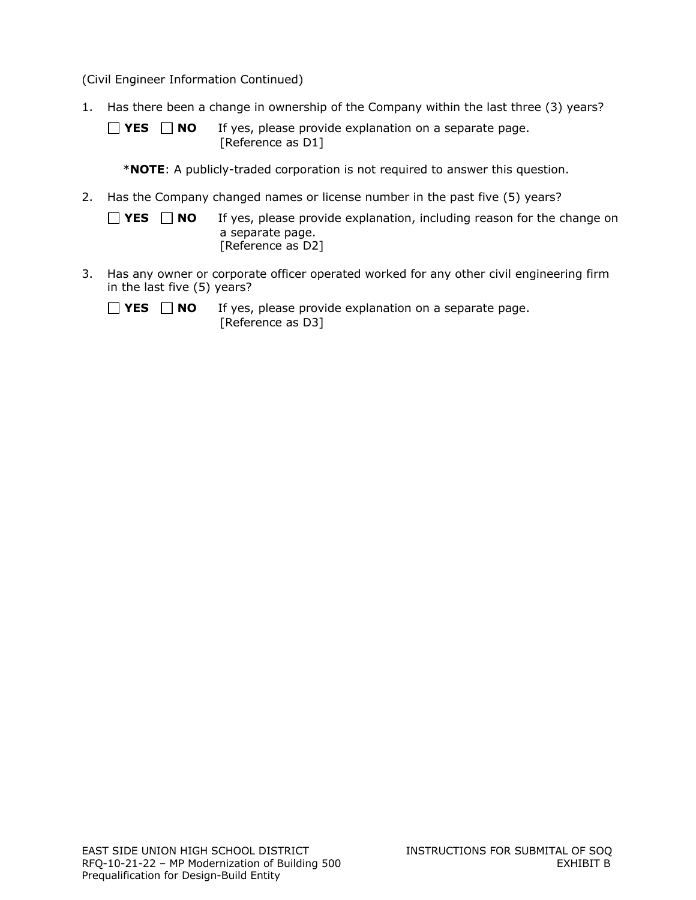(Civil Engineer Information Continued)

1. Has there been a change in ownership of the Company within the last three (3) years?

   ☐ **YES** ☐ **NO** If yes, please provide explanation on a separate page. [Reference as D1]

   ***NOTE**: A publicly-traded corporation is not required to answer this question.

2. Has the Company changed names or license number in the past five (5) years?

   ☐ **YES** ☐ **NO** If yes, please provide explanation, including reason for the change on a separate page. [Reference as D2]

3. Has any owner or corporate officer operated worked for any other civil engineering firm in the last five (5) years?

   ☐ **YES** ☐ **NO** If yes, please provide explanation on a separate page. [Reference as D3]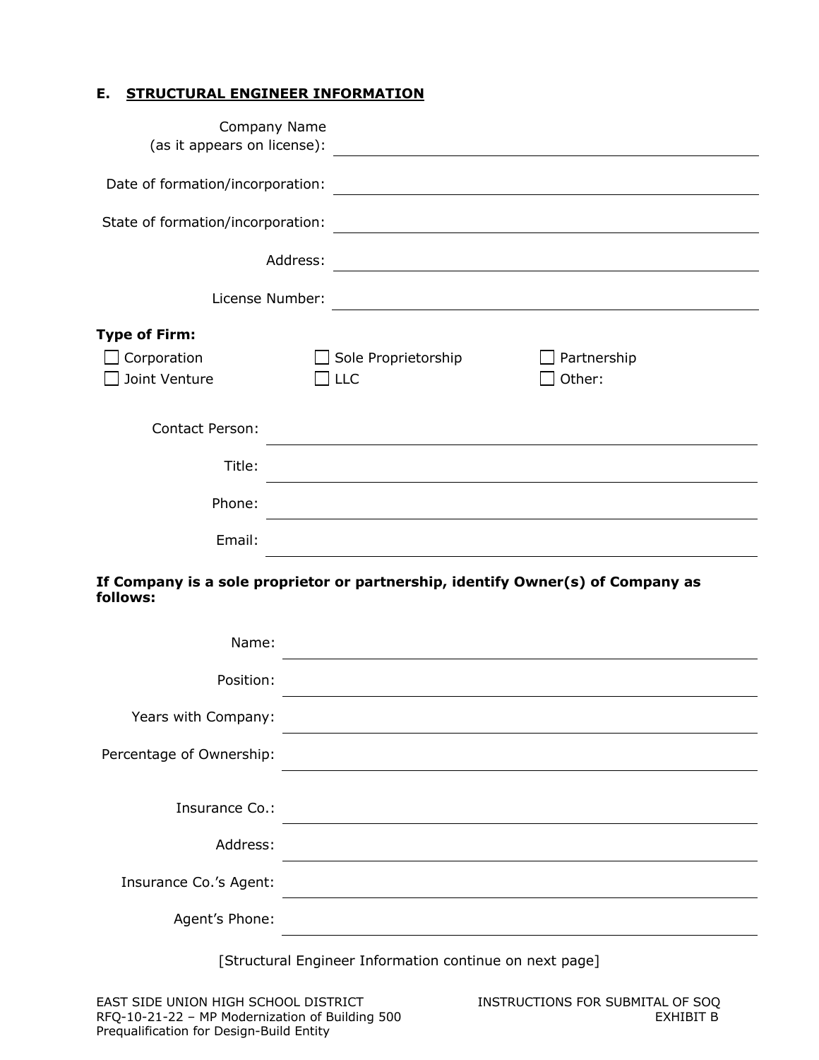## E. STRUCTURAL ENGINEER INFORMATION

Company Name (as it appears on license): ______________________________

Date of formation/incorporation: ______________________________

State of formation/incorporation: ______________________________

Address: ______________________________

License Number: ______________________________

**Type of Firm:**

☐ Corporation ☐ Sole Proprietorship ☐ Partnership

☐ Joint Venture ☐ LLC ☐ Other:

Contact Person: ______________________________

Title: ______________________________

Phone: ______________________________

Email: ______________________________

**If Company is a sole proprietor or partnership, identify Owner(s) of Company as follows:**

Name: ______________________________

Position: ______________________________

Years with Company: ______________________________

Percentage of Ownership: ______________________________

Insurance Co.: ______________________________

Address: ______________________________

Insurance Co.'s Agent: ______________________________

Agent's Phone: ______________________________

[Structural Engineer Information continue on next page]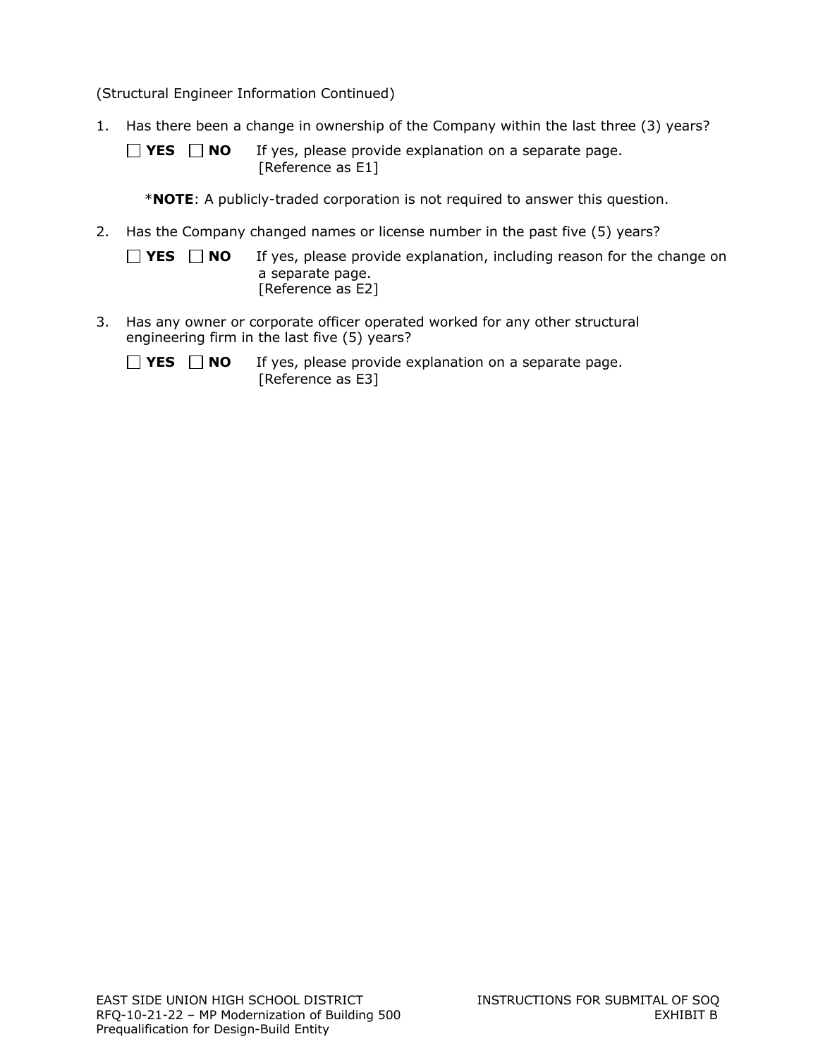(Structural Engineer Information Continued)

1. Has there been a change in ownership of the Company within the last three (3) years?

   ☐ **YES** ☐ **NO** If yes, please provide explanation on a separate page. [Reference as E1]

   ***NOTE**: A publicly-traded corporation is not required to answer this question.

2. Has the Company changed names or license number in the past five (5) years?

   ☐ **YES** ☐ **NO** If yes, please provide explanation, including reason for the change on a separate page. [Reference as E2]

3. Has any owner or corporate officer operated worked for any other structural engineering firm in the last five (5) years?

   ☐ **YES** ☐ **NO** If yes, please provide explanation on a separate page. [Reference as E3]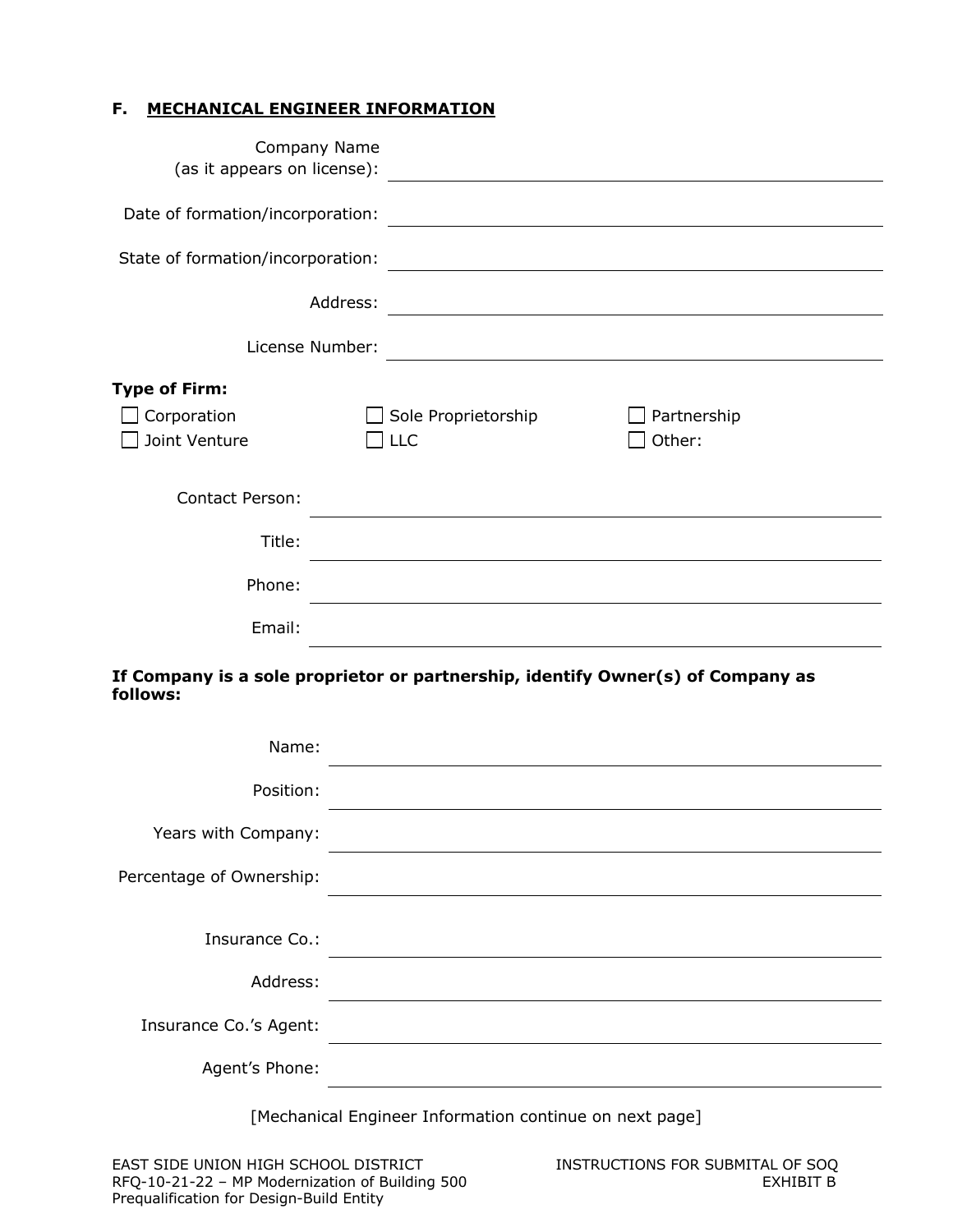## F. MECHANICAL ENGINEER INFORMATION

Company Name (as it appears on license): ______________________________

Date of formation/incorporation: ______________________________

State of formation/incorporation: ______________________________

Address: ______________________________

License Number: ______________________________

**Type of Firm:**

- ☐ Corporation
- ☐ Sole Proprietorship
- ☐ Partnership
- ☐ Joint Venture
- ☐ LLC
- ☐ Other:

Contact Person: ______________________________

Title: ______________________________

Phone: ______________________________

Email: ______________________________

**If Company is a sole proprietor or partnership, identify Owner(s) of Company as follows:**

Name: ______________________________

Position: ______________________________

Years with Company: ______________________________

Percentage of Ownership: ______________________________

Insurance Co.: ______________________________

Address: ______________________________

Insurance Co.'s Agent: ______________________________

Agent's Phone: ______________________________

[Mechanical Engineer Information continue on next page]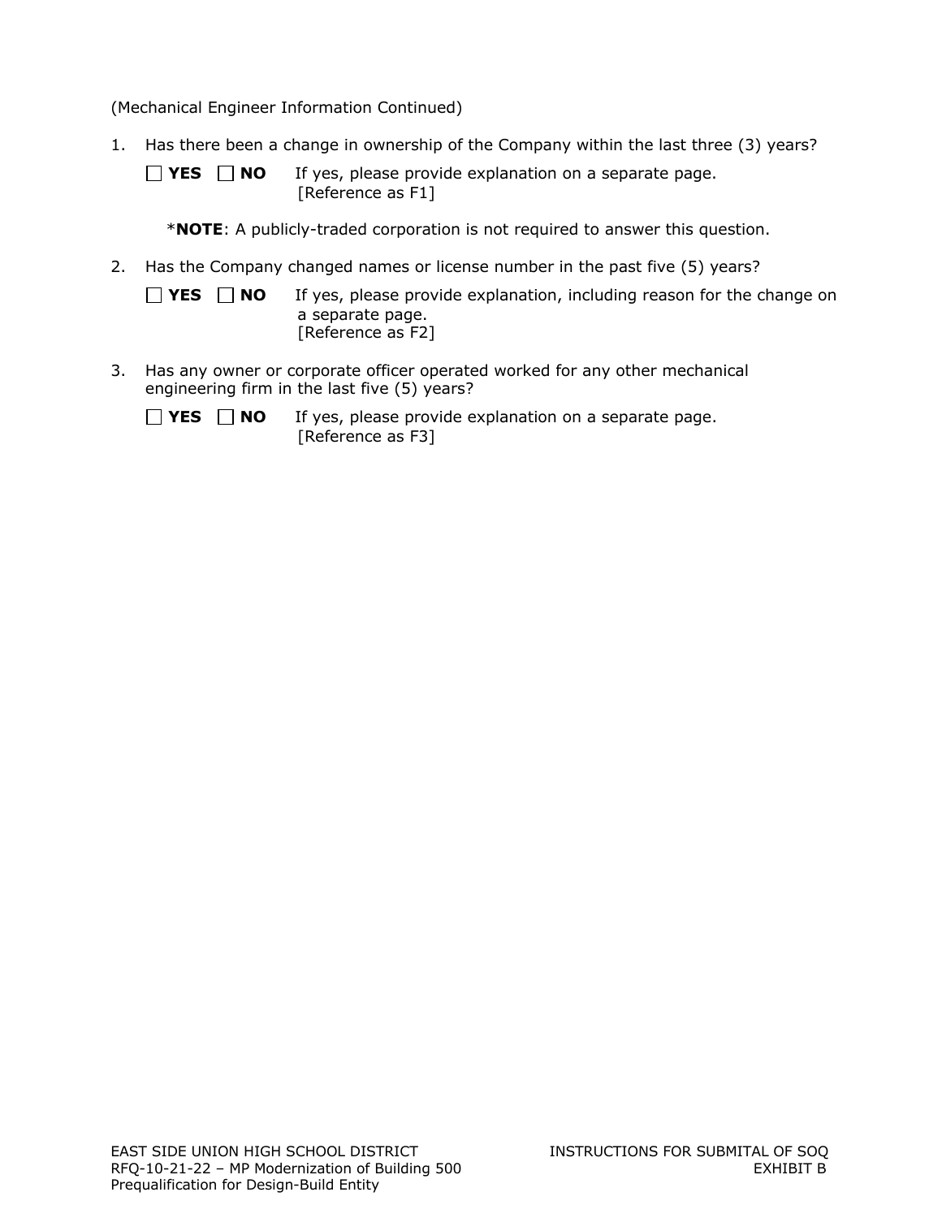(Mechanical Engineer Information Continued)

1. Has there been a change in ownership of the Company within the last three (3) years?

   ☐ **YES** ☐ **NO** If yes, please provide explanation on a separate page. [Reference as F1]

   ***NOTE**: A publicly-traded corporation is not required to answer this question.

2. Has the Company changed names or license number in the past five (5) years?

   ☐ **YES** ☐ **NO** If yes, please provide explanation, including reason for the change on a separate page. [Reference as F2]

3. Has any owner or corporate officer operated worked for any other mechanical engineering firm in the last five (5) years?

   ☐ **YES** ☐ **NO** If yes, please provide explanation on a separate page. [Reference as F3]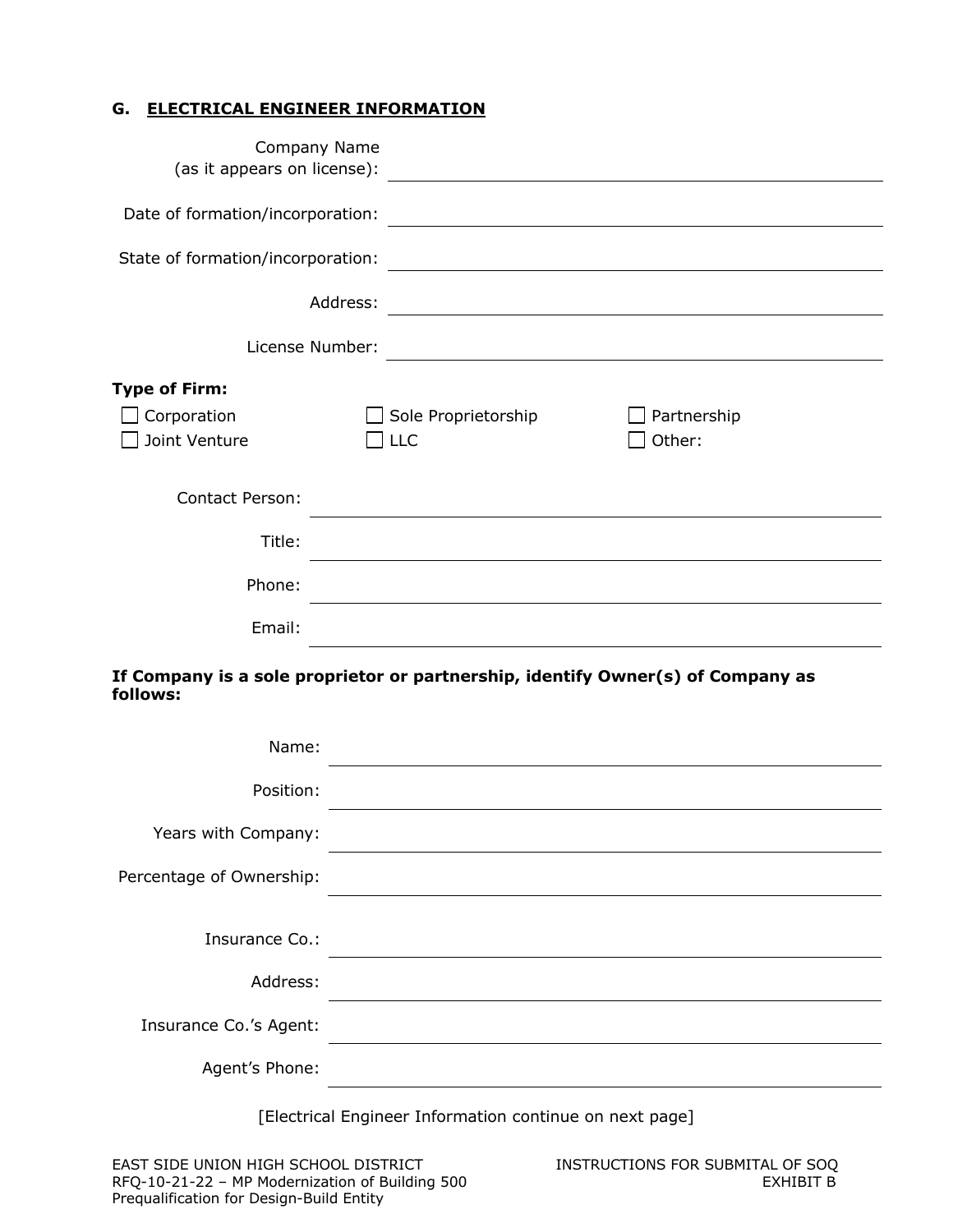## G. ELECTRICAL ENGINEER INFORMATION

Company Name (as it appears on license): ______________________________

Date of formation/incorporation: ______________________________

State of formation/incorporation: ______________________________

Address: ______________________________

License Number: ______________________________

**Type of Firm:**

☐ Corporation ☐ Sole Proprietorship ☐ Partnership

☐ Joint Venture ☐ LLC ☐ Other:

Contact Person: ______________________________

Title: ______________________________

Phone: ______________________________

Email: ______________________________

**If Company is a sole proprietor or partnership, identify Owner(s) of Company as follows:**

Name: ______________________________

Position: ______________________________

Years with Company: ______________________________

Percentage of Ownership: ______________________________

Insurance Co.: ______________________________

Address: ______________________________

Insurance Co.'s Agent: ______________________________

Agent's Phone: ______________________________

[Electrical Engineer Information continue on next page]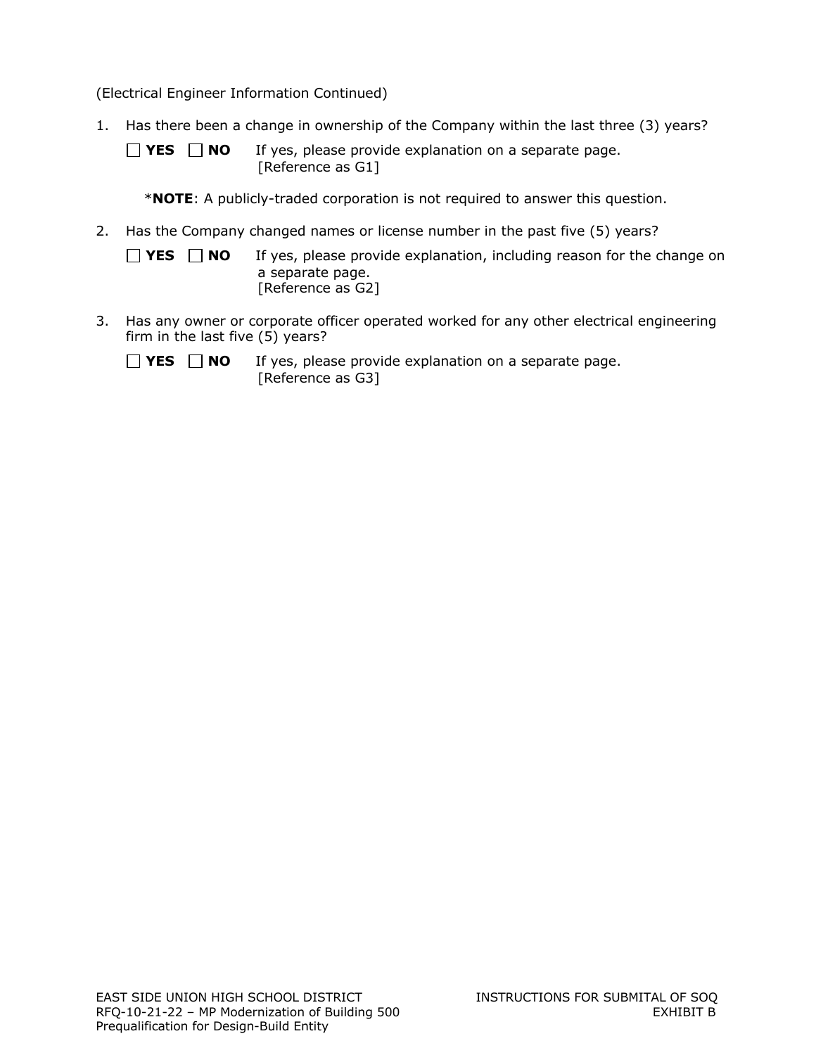(Electrical Engineer Information Continued)

1. Has there been a change in ownership of the Company within the last three (3) years?

   ☐ **YES** ☐ **NO** If yes, please provide explanation on a separate page. [Reference as G1]

   ***NOTE**: A publicly-traded corporation is not required to answer this question.

2. Has the Company changed names or license number in the past five (5) years?

   ☐ **YES** ☐ **NO** If yes, please provide explanation, including reason for the change on a separate page. [Reference as G2]

3. Has any owner or corporate officer operated worked for any other electrical engineering firm in the last five (5) years?

   ☐ **YES** ☐ **NO** If yes, please provide explanation on a separate page. [Reference as G3]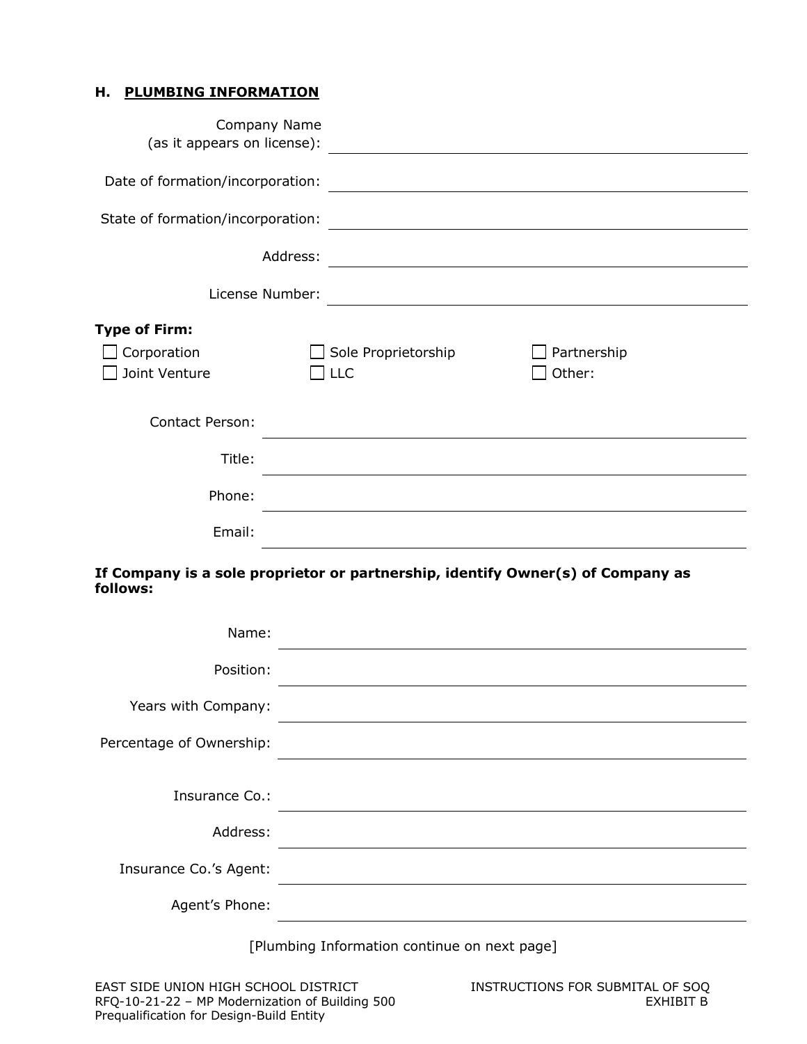## H. PLUMBING INFORMATION

Company Name (as it appears on license): ____________________

Date of formation/incorporation: ____________________

State of formation/incorporation: ____________________

Address: ____________________

License Number: ____________________

**Type of Firm:**

☐ Corporation ☐ Sole Proprietorship ☐ Partnership
☐ Joint Venture ☐ LLC ☐ Other:

Contact Person: ____________________

Title: ____________________

Phone: ____________________

Email: ____________________

**If Company is a sole proprietor or partnership, identify Owner(s) of Company as follows:**

Name: ____________________

Position: ____________________

Years with Company: ____________________

Percentage of Ownership: ____________________

Insurance Co.: ____________________

Address: ____________________

Insurance Co.'s Agent: ____________________

Agent's Phone: ____________________

[Plumbing Information continue on next page]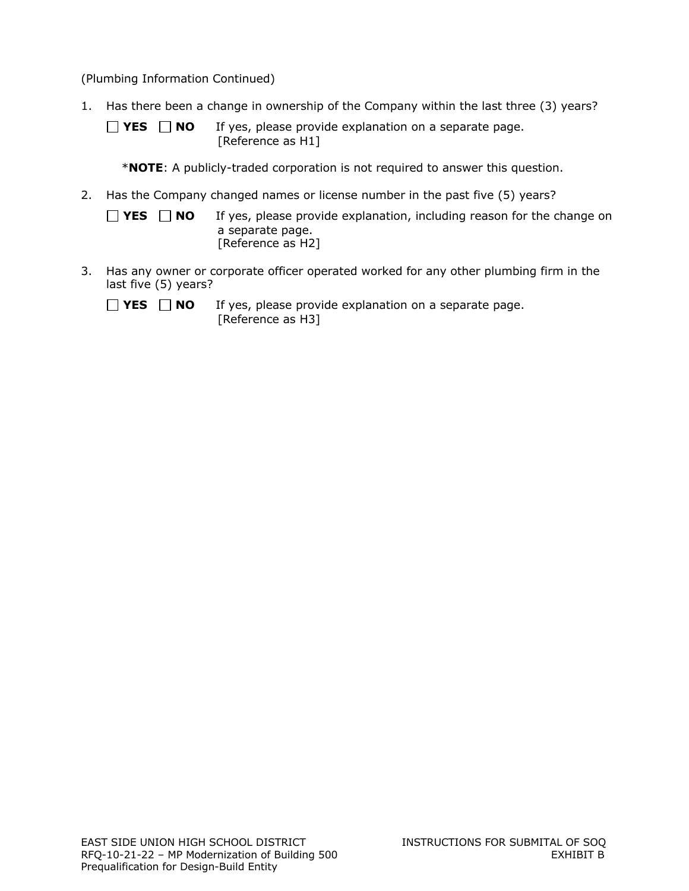(Plumbing Information Continued)

1. Has there been a change in ownership of the Company within the last three (3) years?

   ☐ **YES** ☐ **NO** If yes, please provide explanation on a separate page. [Reference as H1]

   ***NOTE**: A publicly-traded corporation is not required to answer this question.

2. Has the Company changed names or license number in the past five (5) years?

   ☐ **YES** ☐ **NO** If yes, please provide explanation, including reason for the change on a separate page. [Reference as H2]

3. Has any owner or corporate officer operated worked for any other plumbing firm in the last five (5) years?

   ☐ **YES** ☐ **NO** If yes, please provide explanation on a separate page. [Reference as H3]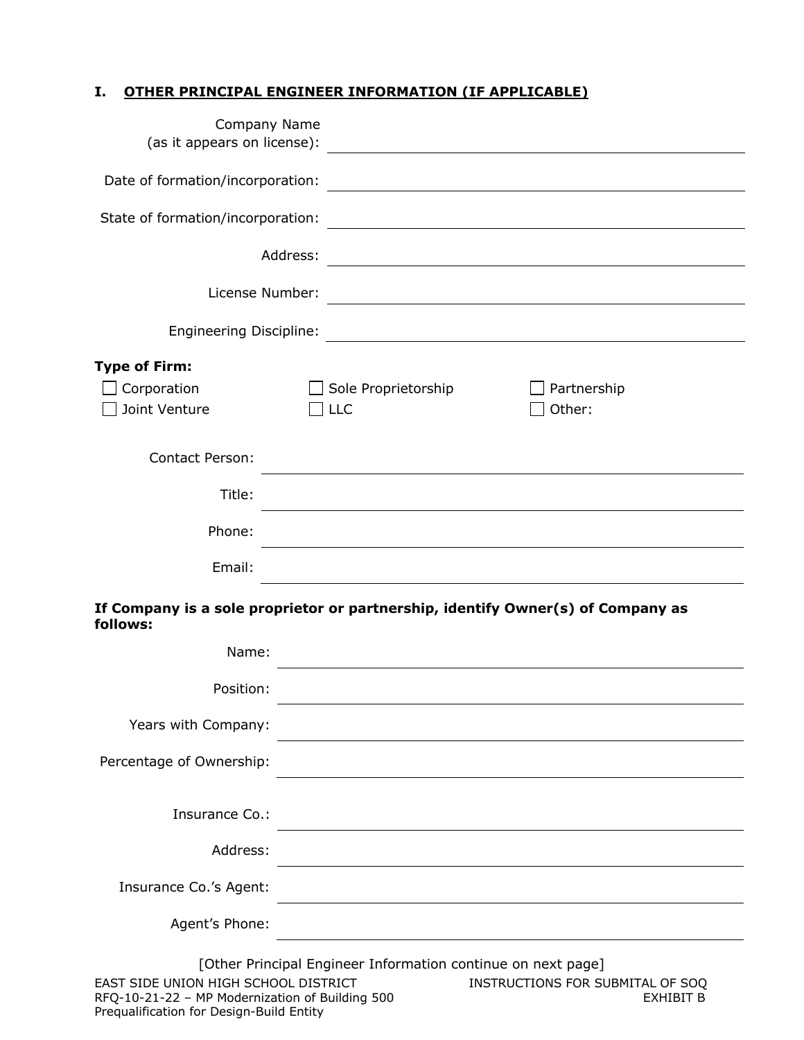## I. OTHER PRINCIPAL ENGINEER INFORMATION (IF APPLICABLE)

Company Name (as it appears on license): ______________________________

Date of formation/incorporation: ______________________________

State of formation/incorporation: ______________________________

Address: ______________________________

License Number: ______________________________

Engineering Discipline: ______________________________

**Type of Firm:**

☐ Corporation ☐ Sole Proprietorship ☐ Partnership
☐ Joint Venture ☐ LLC ☐ Other:

Contact Person: ______________________________

Title: ______________________________

Phone: ______________________________

Email: ______________________________

**If Company is a sole proprietor or partnership, identify Owner(s) of Company as follows:**

Name: ______________________________

Position: ______________________________

Years with Company: ______________________________

Percentage of Ownership: ______________________________

Insurance Co.: ______________________________

Address: ______________________________

Insurance Co.'s Agent: ______________________________

Agent's Phone: ______________________________

[Other Principal Engineer Information continue on next page]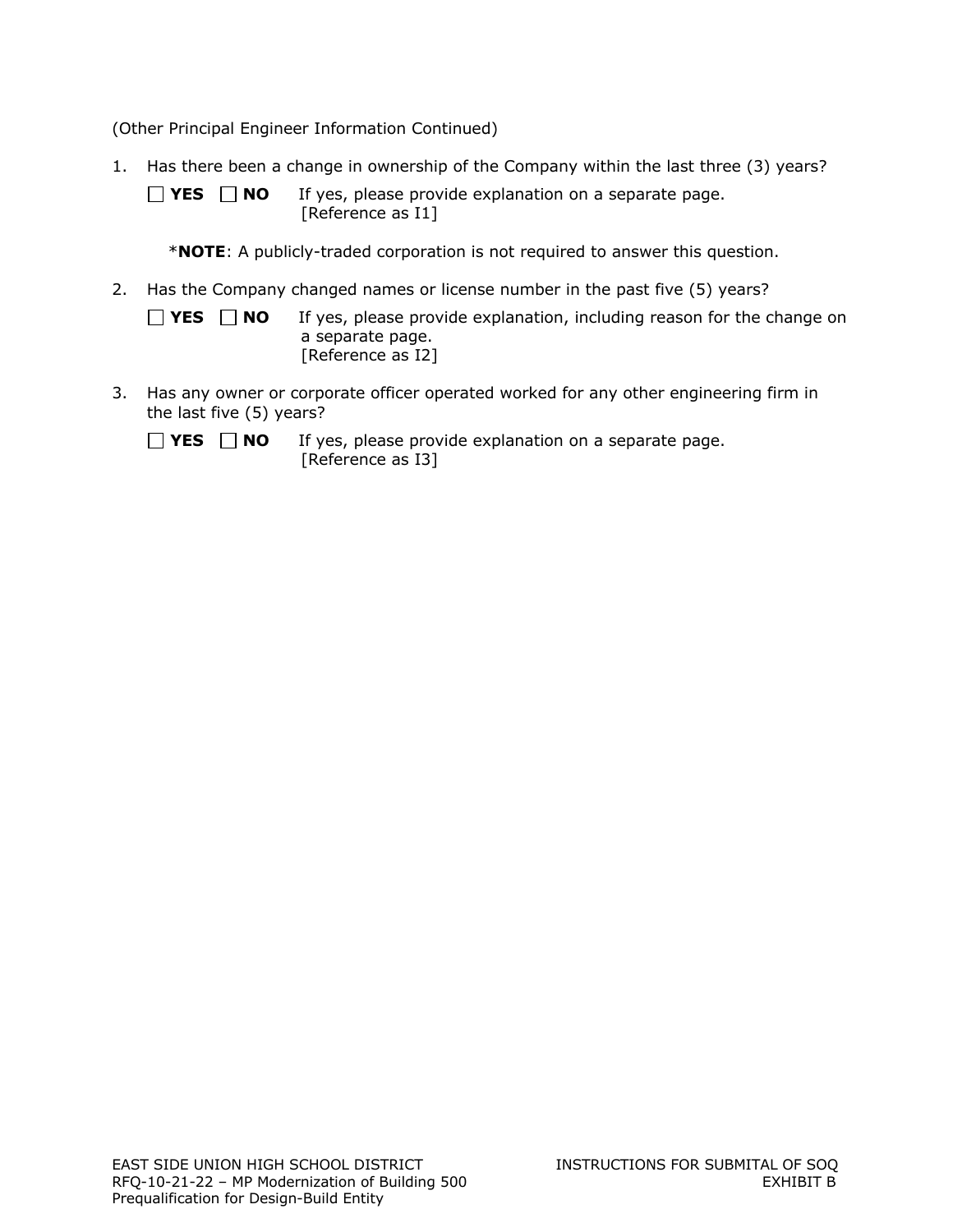(Other Principal Engineer Information Continued)

1. Has there been a change in ownership of the Company within the last three (3) years?

   ☐ **YES** ☐ **NO** If yes, please provide explanation on a separate page. [Reference as I1]

   *__NOTE__: A publicly-traded corporation is not required to answer this question.

2. Has the Company changed names or license number in the past five (5) years?

   ☐ **YES** ☐ **NO** If yes, please provide explanation, including reason for the change on a separate page. [Reference as I2]

3. Has any owner or corporate officer operated worked for any other engineering firm in the last five (5) years?

   ☐ **YES** ☐ **NO** If yes, please provide explanation on a separate page. [Reference as I3]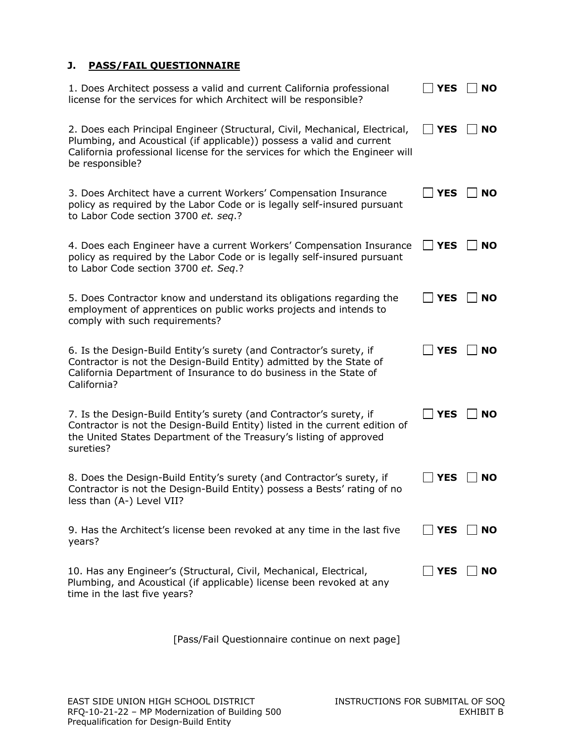## J. PASS/FAIL QUESTIONNAIRE

1. Does Architect possess a valid and current California professional license for the services for which Architect will be responsible? ☐ **YES** ☐ **NO**

2. Does each Principal Engineer (Structural, Civil, Mechanical, Electrical, Plumbing, and Acoustical (if applicable)) possess a valid and current California professional license for the services for which the Engineer will be responsible? ☐ **YES** ☐ **NO**

3. Does Architect have a current Workers' Compensation Insurance policy as required by the Labor Code or is legally self-insured pursuant to Labor Code section 3700 *et. seq*.? ☐ **YES** ☐ **NO**

4. Does each Engineer have a current Workers' Compensation Insurance policy as required by the Labor Code or is legally self-insured pursuant to Labor Code section 3700 *et. Seq*.? ☐ **YES** ☐ **NO**

5. Does Contractor know and understand its obligations regarding the employment of apprentices on public works projects and intends to comply with such requirements? ☐ **YES** ☐ **NO**

6. Is the Design-Build Entity's surety (and Contractor's surety, if Contractor is not the Design-Build Entity) admitted by the State of California Department of Insurance to do business in the State of California? ☐ **YES** ☐ **NO**

7. Is the Design-Build Entity's surety (and Contractor's surety, if Contractor is not the Design-Build Entity) listed in the current edition of the United States Department of the Treasury's listing of approved sureties? ☐ **YES** ☐ **NO**

8. Does the Design-Build Entity's surety (and Contractor's surety, if Contractor is not the Design-Build Entity) possess a Bests' rating of no less than (A-) Level VII? ☐ **YES** ☐ **NO**

9. Has the Architect's license been revoked at any time in the last five years? ☐ **YES** ☐ **NO**

10. Has any Engineer's (Structural, Civil, Mechanical, Electrical, Plumbing, and Acoustical (if applicable) license been revoked at any time in the last five years? ☐ **YES** ☐ **NO**

[Pass/Fail Questionnaire continue on next page]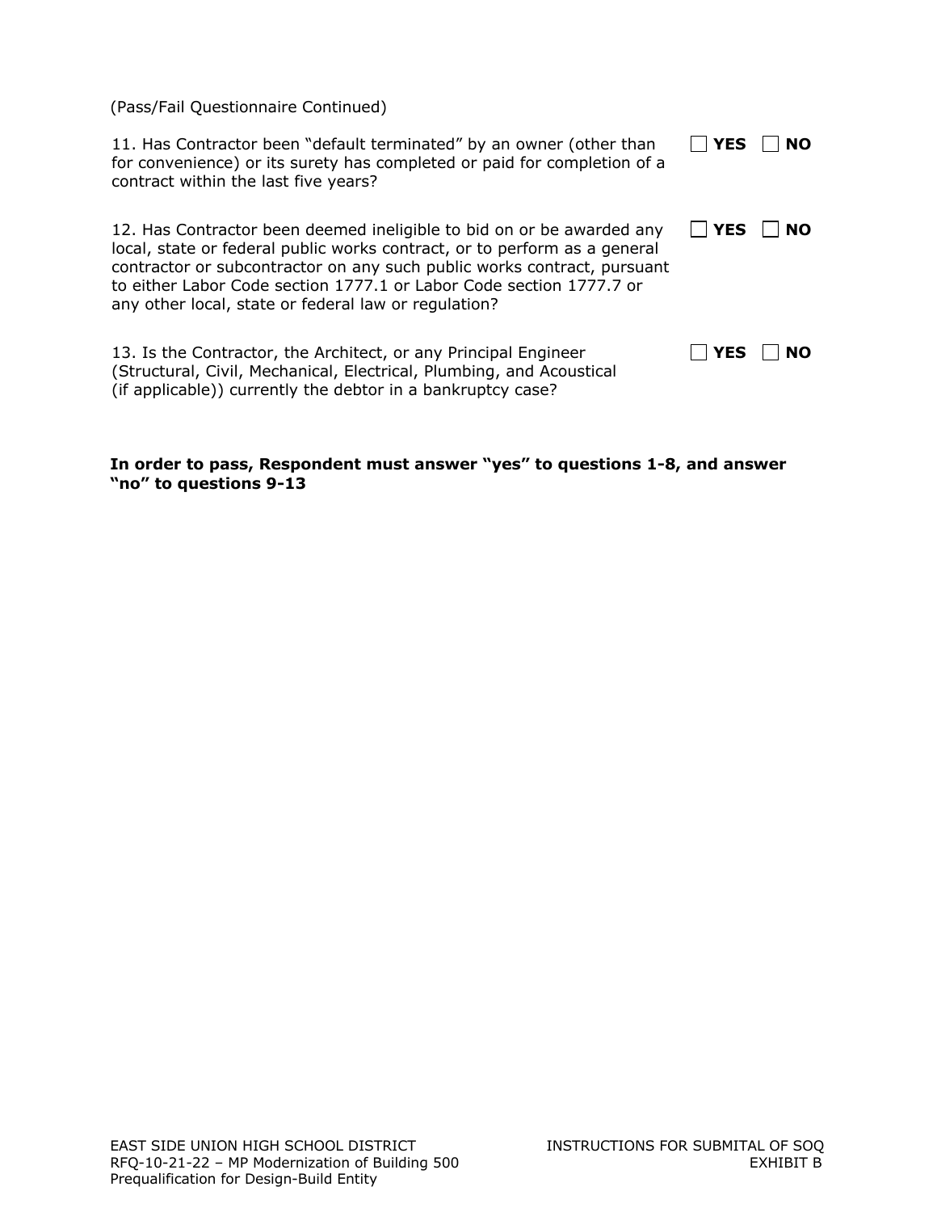(Pass/Fail Questionnaire Continued)

11. Has Contractor been "default terminated" by an owner (other than for convenience) or its surety has completed or paid for completion of a contract within the last five years? ☐ **YES** ☐ **NO**

12. Has Contractor been deemed ineligible to bid on or be awarded any local, state or federal public works contract, or to perform as a general contractor or subcontractor on any such public works contract, pursuant to either Labor Code section 1777.1 or Labor Code section 1777.7 or any other local, state or federal law or regulation? ☐ **YES** ☐ **NO**

13. Is the Contractor, the Architect, or any Principal Engineer (Structural, Civil, Mechanical, Electrical, Plumbing, and Acoustical (if applicable)) currently the debtor in a bankruptcy case? ☐ **YES** ☐ **NO**

**In order to pass, Respondent must answer "yes" to questions 1-8, and answer "no" to questions 9-13**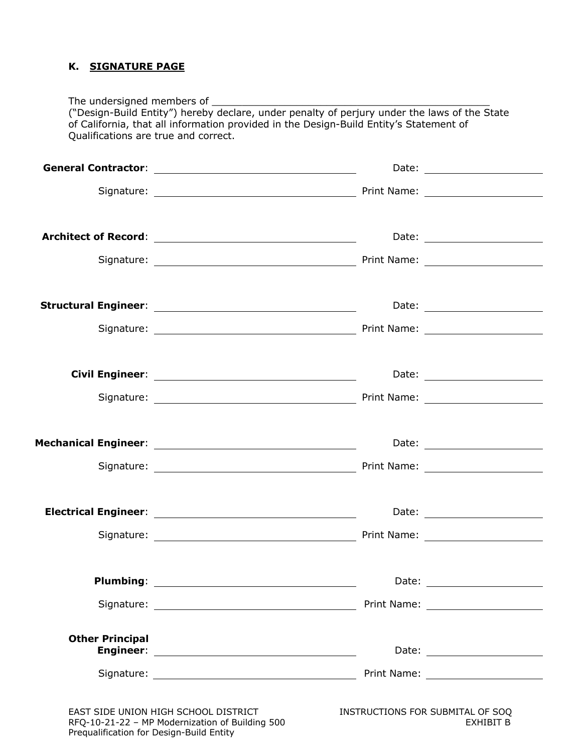## K. SIGNATURE PAGE

The undersigned members of ________________________________________________ ("Design-Build Entity") hereby declare, under penalty of perjury under the laws of the State of California, that all information provided in the Design-Build Entity's Statement of Qualifications are true and correct.

**General Contractor**: ______________________________ Date: ____________________

Signature: ______________________________ Print Name: ____________________

**Architect of Record**: ______________________________ Date: ____________________

Signature: ______________________________ Print Name: ____________________

**Structural Engineer**: ______________________________ Date: ____________________

Signature: ______________________________ Print Name: ____________________

**Civil Engineer**: ______________________________ Date: ____________________

Signature: ______________________________ Print Name: ____________________

**Mechanical Engineer**: ______________________________ Date: ____________________

Signature: ______________________________ Print Name: ____________________

**Electrical Engineer**: ______________________________ Date: ____________________

Signature: ______________________________ Print Name: ____________________

**Plumbing**: ______________________________ Date: ____________________

Signature: ______________________________ Print Name: ____________________

**Other Principal Engineer**: ______________________________ Date: ____________________

Signature: ______________________________ Print Name: ____________________